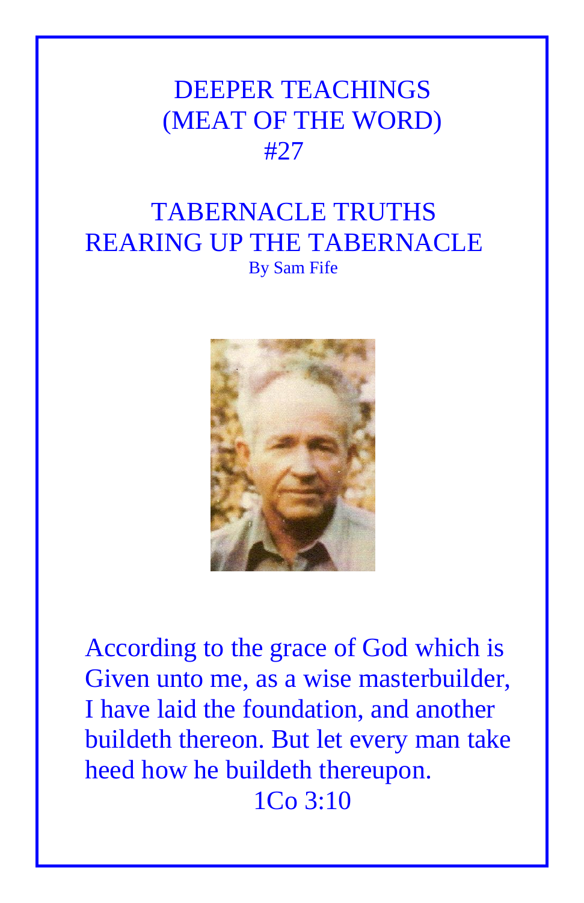# DEEPER TEACHINGS
# (MEAT OF THE WORD)
# #27

## TABERNACLE TRUTHS
## REARING UP THE TABERNACLE

By Sam Fife

According to the grace of God which is Given unto me, as a wise masterbuilder, I have laid the foundation, and another buildeth thereon. But let every man take heed how he buildeth thereupon.

1Co 3:10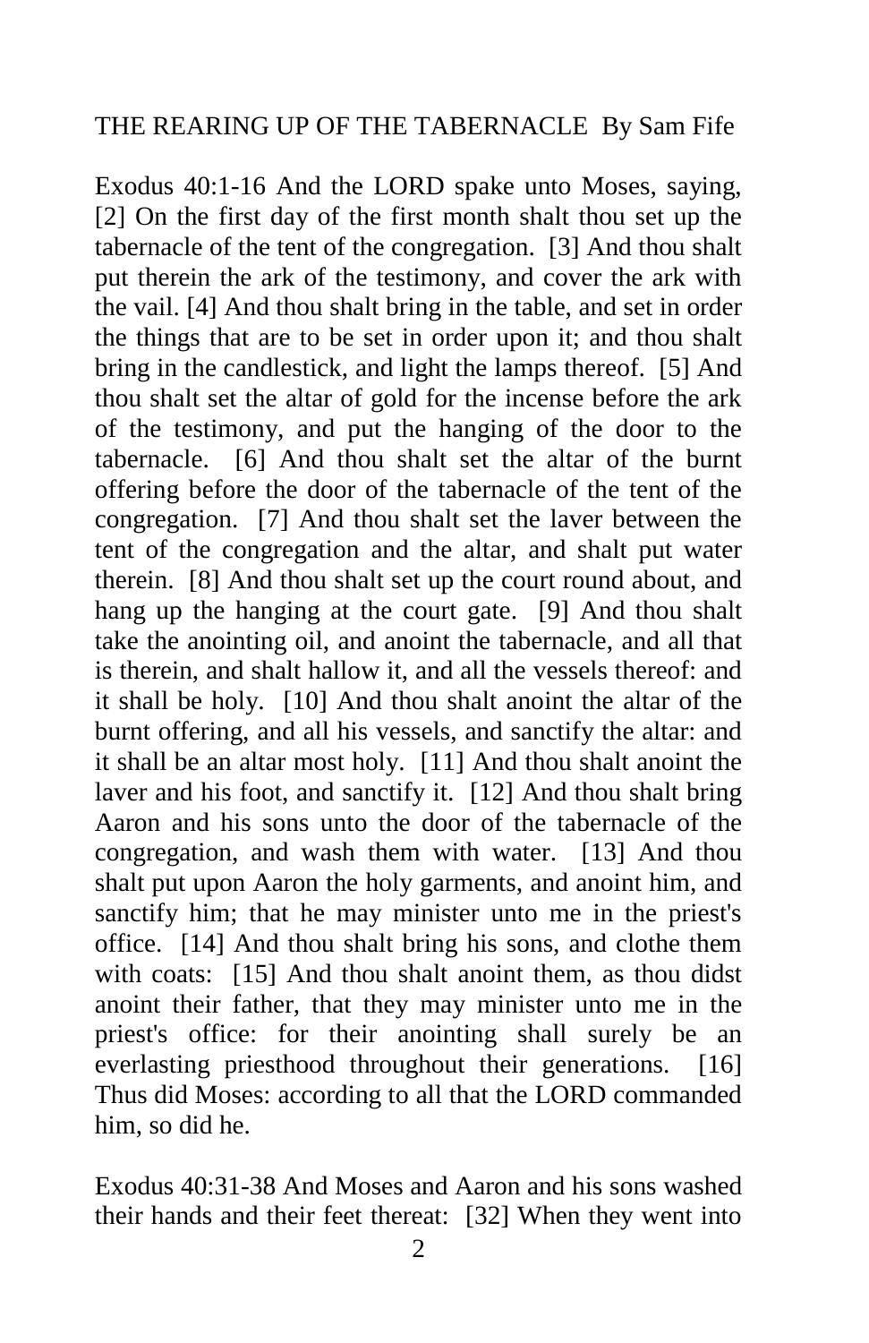THE REARING UP OF THE TABERNACLE By Sam Fife

Exodus 40:1-16 And the LORD spake unto Moses, saying, [2] On the first day of the first month shalt thou set up the tabernacle of the tent of the congregation. [3] And thou shalt put therein the ark of the testimony, and cover the ark with the vail. [4] And thou shalt bring in the table, and set in order the things that are to be set in order upon it; and thou shalt bring in the candlestick, and light the lamps thereof. [5] And thou shalt set the altar of gold for the incense before the ark of the testimony, and put the hanging of the door to the tabernacle. [6] And thou shalt set the altar of the burnt offering before the door of the tabernacle of the tent of the congregation. [7] And thou shalt set the laver between the tent of the congregation and the altar, and shalt put water therein. [8] And thou shalt set up the court round about, and hang up the hanging at the court gate. [9] And thou shalt take the anointing oil, and anoint the tabernacle, and all that is therein, and shalt hallow it, and all the vessels thereof: and it shall be holy. [10] And thou shalt anoint the altar of the burnt offering, and all his vessels, and sanctify the altar: and it shall be an altar most holy. [11] And thou shalt anoint the laver and his foot, and sanctify it. [12] And thou shalt bring Aaron and his sons unto the door of the tabernacle of the congregation, and wash them with water. [13] And thou shalt put upon Aaron the holy garments, and anoint him, and sanctify him; that he may minister unto me in the priest's office. [14] And thou shalt bring his sons, and clothe them with coats: [15] And thou shalt anoint them, as thou didst anoint their father, that they may minister unto me in the priest's office: for their anointing shall surely be an everlasting priesthood throughout their generations. [16] Thus did Moses: according to all that the LORD commanded him, so did he.

Exodus 40:31-38 And Moses and Aaron and his sons washed their hands and their feet thereat: [32] When they went into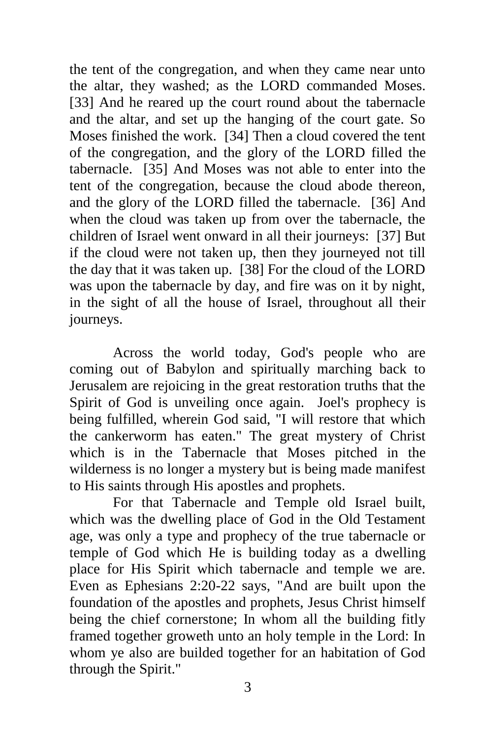the tent of the congregation, and when they came near unto the altar, they washed; as the LORD commanded Moses. [33] And he reared up the court round about the tabernacle and the altar, and set up the hanging of the court gate. So Moses finished the work. [34] Then a cloud covered the tent of the congregation, and the glory of the LORD filled the tabernacle. [35] And Moses was not able to enter into the tent of the congregation, because the cloud abode thereon, and the glory of the LORD filled the tabernacle. [36] And when the cloud was taken up from over the tabernacle, the children of Israel went onward in all their journeys: [37] But if the cloud were not taken up, then they journeyed not till the day that it was taken up. [38] For the cloud of the LORD was upon the tabernacle by day, and fire was on it by night, in the sight of all the house of Israel, throughout all their journeys.

Across the world today, God's people who are coming out of Babylon and spiritually marching back to Jerusalem are rejoicing in the great restoration truths that the Spirit of God is unveiling once again. Joel's prophecy is being fulfilled, wherein God said, "I will restore that which the cankerworm has eaten." The great mystery of Christ which is in the Tabernacle that Moses pitched in the wilderness is no longer a mystery but is being made manifest to His saints through His apostles and prophets.

For that Tabernacle and Temple old Israel built, which was the dwelling place of God in the Old Testament age, was only a type and prophecy of the true tabernacle or temple of God which He is building today as a dwelling place for His Spirit which tabernacle and temple we are. Even as Ephesians 2:20-22 says, "And are built upon the foundation of the apostles and prophets, Jesus Christ himself being the chief cornerstone; In whom all the building fitly framed together groweth unto an holy temple in the Lord: In whom ye also are builded together for an habitation of God through the Spirit."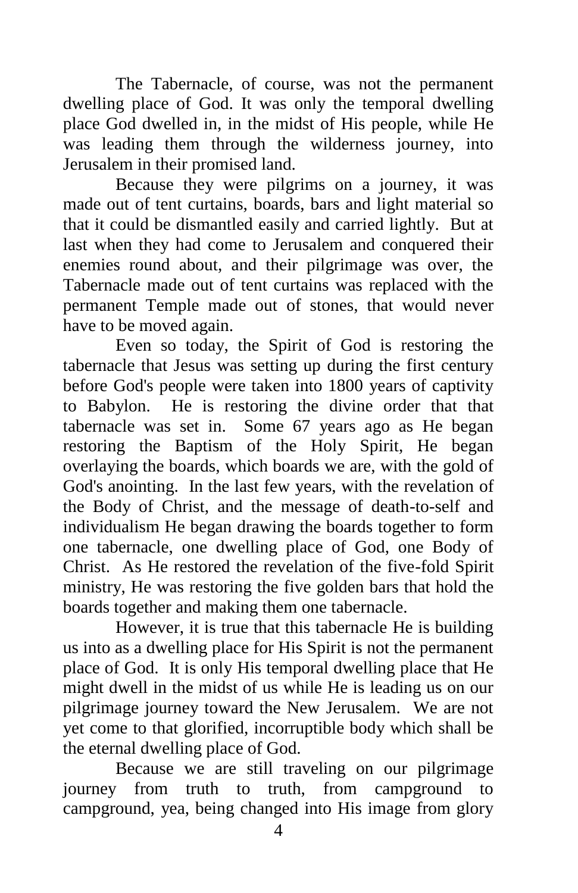The Tabernacle, of course, was not the permanent dwelling place of God. It was only the temporal dwelling place God dwelled in, in the midst of His people, while He was leading them through the wilderness journey, into Jerusalem in their promised land.

Because they were pilgrims on a journey, it was made out of tent curtains, boards, bars and light material so that it could be dismantled easily and carried lightly. But at last when they had come to Jerusalem and conquered their enemies round about, and their pilgrimage was over, the Tabernacle made out of tent curtains was replaced with the permanent Temple made out of stones, that would never have to be moved again.

Even so today, the Spirit of God is restoring the tabernacle that Jesus was setting up during the first century before God's people were taken into 1800 years of captivity to Babylon. He is restoring the divine order that that tabernacle was set in. Some 67 years ago as He began restoring the Baptism of the Holy Spirit, He began overlaying the boards, which boards we are, with the gold of God's anointing. In the last few years, with the revelation of the Body of Christ, and the message of death-to-self and individualism He began drawing the boards together to form one tabernacle, one dwelling place of God, one Body of Christ. As He restored the revelation of the five-fold Spirit ministry, He was restoring the five golden bars that hold the boards together and making them one tabernacle.

However, it is true that this tabernacle He is building us into as a dwelling place for His Spirit is not the permanent place of God. It is only His temporal dwelling place that He might dwell in the midst of us while He is leading us on our pilgrimage journey toward the New Jerusalem. We are not yet come to that glorified, incorruptible body which shall be the eternal dwelling place of God.

Because we are still traveling on our pilgrimage journey from truth to truth, from campground to campground, yea, being changed into His image from glory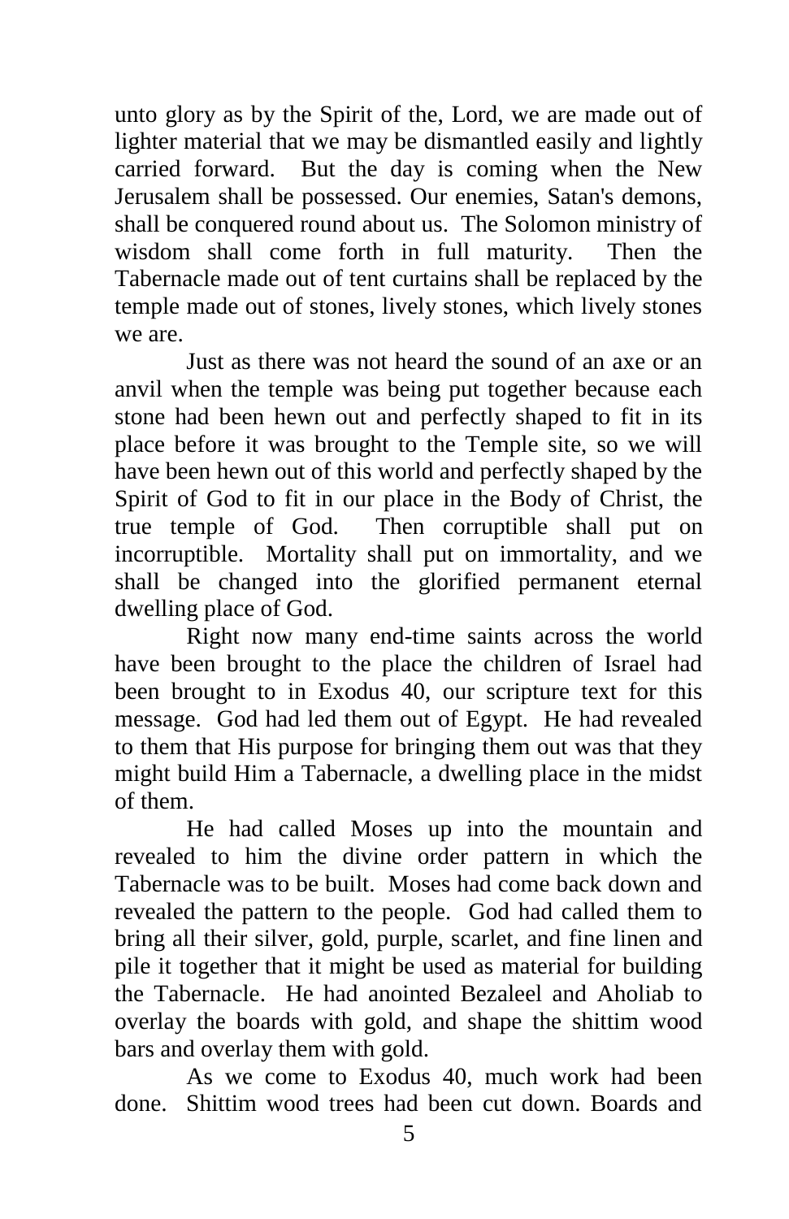unto glory as by the Spirit of the, Lord, we are made out of lighter material that we may be dismantled easily and lightly carried forward. But the day is coming when the New Jerusalem shall be possessed. Our enemies, Satan's demons, shall be conquered round about us. The Solomon ministry of wisdom shall come forth in full maturity. Then the Tabernacle made out of tent curtains shall be replaced by the temple made out of stones, lively stones, which lively stones we are.

Just as there was not heard the sound of an axe or an anvil when the temple was being put together because each stone had been hewn out and perfectly shaped to fit in its place before it was brought to the Temple site, so we will have been hewn out of this world and perfectly shaped by the Spirit of God to fit in our place in the Body of Christ, the true temple of God. Then corruptible shall put on incorruptible. Mortality shall put on immortality, and we shall be changed into the glorified permanent eternal dwelling place of God.

Right now many end-time saints across the world have been brought to the place the children of Israel had been brought to in Exodus 40, our scripture text for this message. God had led them out of Egypt. He had revealed to them that His purpose for bringing them out was that they might build Him a Tabernacle, a dwelling place in the midst of them.

He had called Moses up into the mountain and revealed to him the divine order pattern in which the Tabernacle was to be built. Moses had come back down and revealed the pattern to the people. God had called them to bring all their silver, gold, purple, scarlet, and fine linen and pile it together that it might be used as material for building the Tabernacle. He had anointed Bezaleel and Aholiab to overlay the boards with gold, and shape the shittim wood bars and overlay them with gold.

As we come to Exodus 40, much work had been done. Shittim wood trees had been cut down. Boards and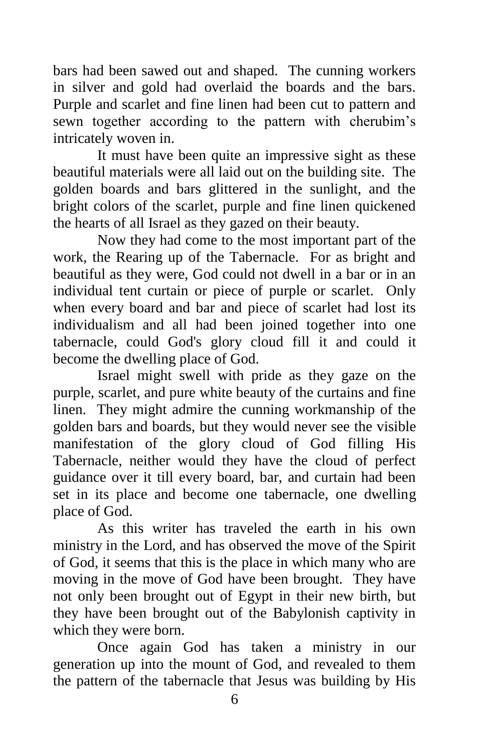bars had been sawed out and shaped. The cunning workers in silver and gold had overlaid the boards and the bars. Purple and scarlet and fine linen had been cut to pattern and sewn together according to the pattern with cherubim's intricately woven in.

It must have been quite an impressive sight as these beautiful materials were all laid out on the building site. The golden boards and bars glittered in the sunlight, and the bright colors of the scarlet, purple and fine linen quickened the hearts of all Israel as they gazed on their beauty.

Now they had come to the most important part of the work, the Rearing up of the Tabernacle. For as bright and beautiful as they were, God could not dwell in a bar or in an individual tent curtain or piece of purple or scarlet. Only when every board and bar and piece of scarlet had lost its individualism and all had been joined together into one tabernacle, could God's glory cloud fill it and could it become the dwelling place of God.

Israel might swell with pride as they gaze on the purple, scarlet, and pure white beauty of the curtains and fine linen. They might admire the cunning workmanship of the golden bars and boards, but they would never see the visible manifestation of the glory cloud of God filling His Tabernacle, neither would they have the cloud of perfect guidance over it till every board, bar, and curtain had been set in its place and become one tabernacle, one dwelling place of God.

As this writer has traveled the earth in his own ministry in the Lord, and has observed the move of the Spirit of God, it seems that this is the place in which many who are moving in the move of God have been brought. They have not only been brought out of Egypt in their new birth, but they have been brought out of the Babylonish captivity in which they were born.

Once again God has taken a ministry in our generation up into the mount of God, and revealed to them the pattern of the tabernacle that Jesus was building by His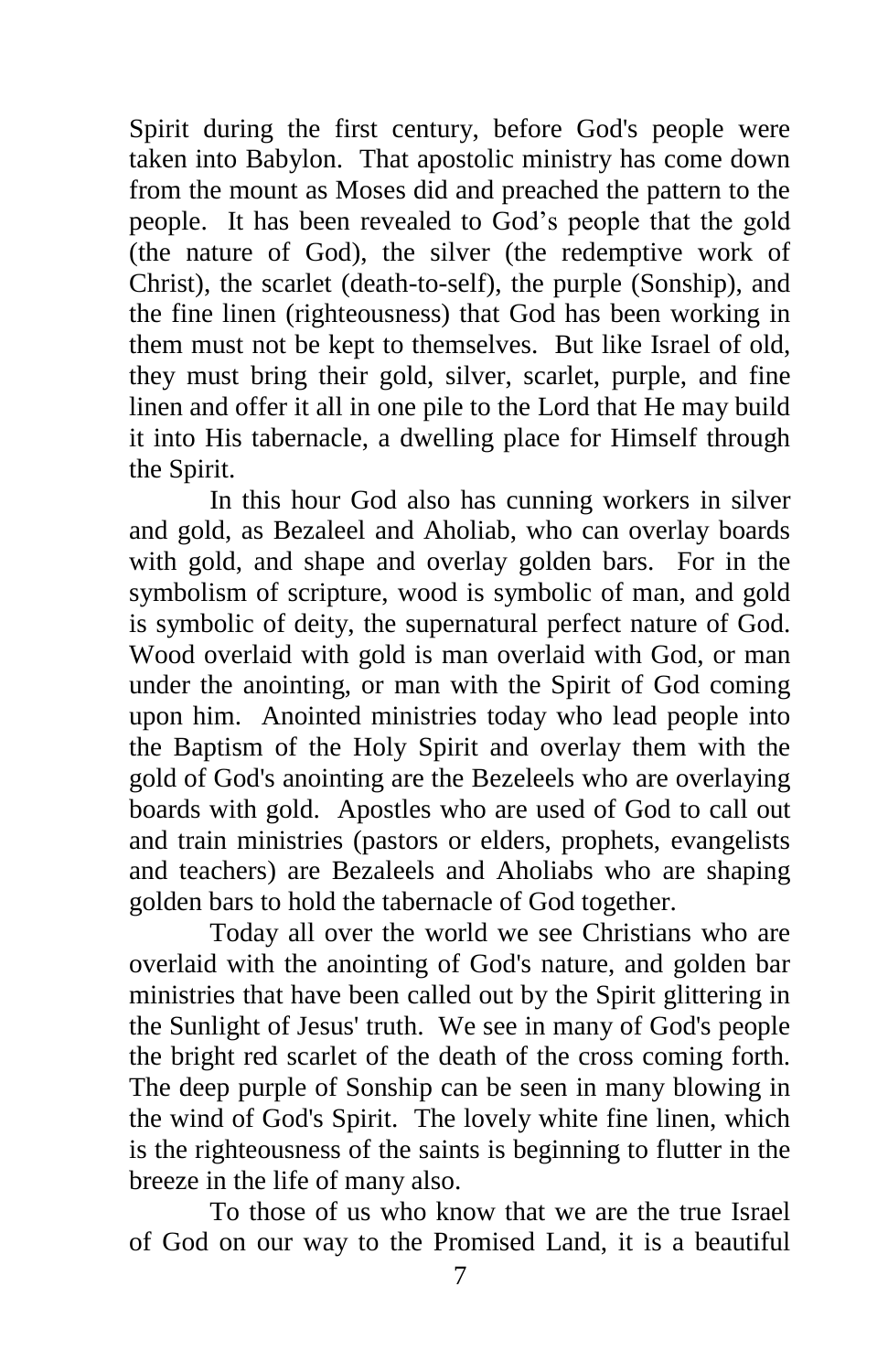Spirit during the first century, before God's people were taken into Babylon. That apostolic ministry has come down from the mount as Moses did and preached the pattern to the people. It has been revealed to God's people that the gold (the nature of God), the silver (the redemptive work of Christ), the scarlet (death-to-self), the purple (Sonship), and the fine linen (righteousness) that God has been working in them must not be kept to themselves. But like Israel of old, they must bring their gold, silver, scarlet, purple, and fine linen and offer it all in one pile to the Lord that He may build it into His tabernacle, a dwelling place for Himself through the Spirit.

In this hour God also has cunning workers in silver and gold, as Bezaleel and Aholiab, who can overlay boards with gold, and shape and overlay golden bars. For in the symbolism of scripture, wood is symbolic of man, and gold is symbolic of deity, the supernatural perfect nature of God. Wood overlaid with gold is man overlaid with God, or man under the anointing, or man with the Spirit of God coming upon him. Anointed ministries today who lead people into the Baptism of the Holy Spirit and overlay them with the gold of God's anointing are the Bezeleels who are overlaying boards with gold. Apostles who are used of God to call out and train ministries (pastors or elders, prophets, evangelists and teachers) are Bezaleels and Aholiabs who are shaping golden bars to hold the tabernacle of God together.

Today all over the world we see Christians who are overlaid with the anointing of God's nature, and golden bar ministries that have been called out by the Spirit glittering in the Sunlight of Jesus' truth. We see in many of God's people the bright red scarlet of the death of the cross coming forth. The deep purple of Sonship can be seen in many blowing in the wind of God's Spirit. The lovely white fine linen, which is the righteousness of the saints is beginning to flutter in the breeze in the life of many also.

To those of us who know that we are the true Israel of God on our way to the Promised Land, it is a beautiful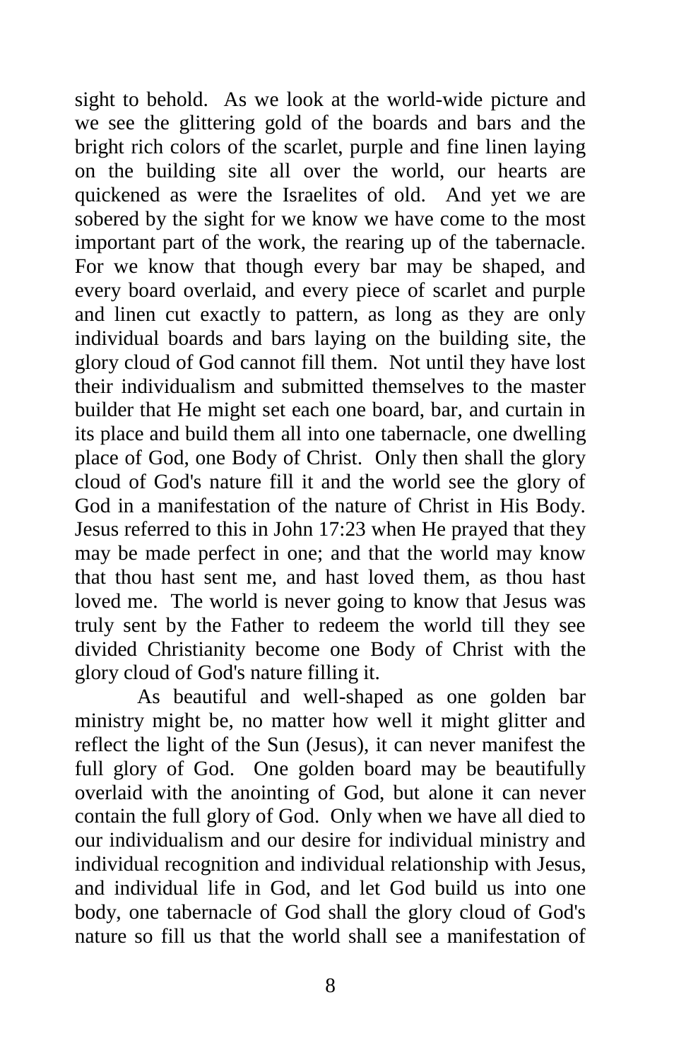sight to behold. As we look at the world-wide picture and we see the glittering gold of the boards and bars and the bright rich colors of the scarlet, purple and fine linen laying on the building site all over the world, our hearts are quickened as were the Israelites of old. And yet we are sobered by the sight for we know we have come to the most important part of the work, the rearing up of the tabernacle. For we know that though every bar may be shaped, and every board overlaid, and every piece of scarlet and purple and linen cut exactly to pattern, as long as they are only individual boards and bars laying on the building site, the glory cloud of God cannot fill them. Not until they have lost their individualism and submitted themselves to the master builder that He might set each one board, bar, and curtain in its place and build them all into one tabernacle, one dwelling place of God, one Body of Christ. Only then shall the glory cloud of God's nature fill it and the world see the glory of God in a manifestation of the nature of Christ in His Body. Jesus referred to this in John 17:23 when He prayed that they may be made perfect in one; and that the world may know that thou hast sent me, and hast loved them, as thou hast loved me. The world is never going to know that Jesus was truly sent by the Father to redeem the world till they see divided Christianity become one Body of Christ with the glory cloud of God's nature filling it.

As beautiful and well-shaped as one golden bar ministry might be, no matter how well it might glitter and reflect the light of the Sun (Jesus), it can never manifest the full glory of God. One golden board may be beautifully overlaid with the anointing of God, but alone it can never contain the full glory of God. Only when we have all died to our individualism and our desire for individual ministry and individual recognition and individual relationship with Jesus, and individual life in God, and let God build us into one body, one tabernacle of God shall the glory cloud of God's nature so fill us that the world shall see a manifestation of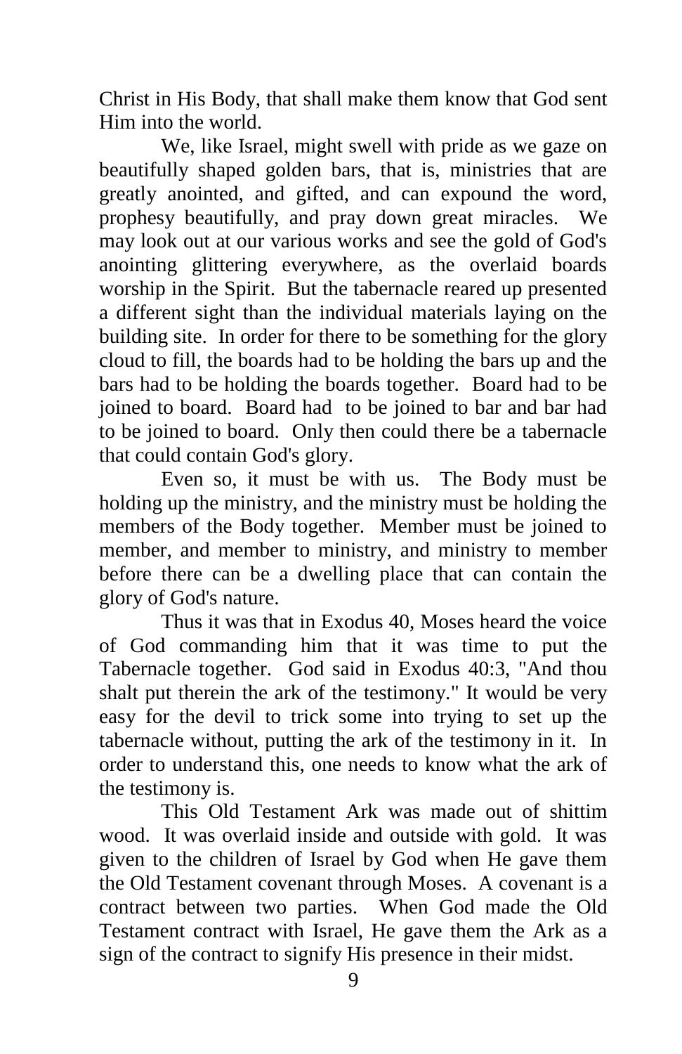Christ in His Body, that shall make them know that God sent Him into the world.

We, like Israel, might swell with pride as we gaze on beautifully shaped golden bars, that is, ministries that are greatly anointed, and gifted, and can expound the word, prophesy beautifully, and pray down great miracles. We may look out at our various works and see the gold of God's anointing glittering everywhere, as the overlaid boards worship in the Spirit. But the tabernacle reared up presented a different sight than the individual materials laying on the building site. In order for there to be something for the glory cloud to fill, the boards had to be holding the bars up and the bars had to be holding the boards together. Board had to be joined to board. Board had to be joined to bar and bar had to be joined to board. Only then could there be a tabernacle that could contain God's glory.

Even so, it must be with us. The Body must be holding up the ministry, and the ministry must be holding the members of the Body together. Member must be joined to member, and member to ministry, and ministry to member before there can be a dwelling place that can contain the glory of God's nature.

Thus it was that in Exodus 40, Moses heard the voice of God commanding him that it was time to put the Tabernacle together. God said in Exodus 40:3, "And thou shalt put therein the ark of the testimony." It would be very easy for the devil to trick some into trying to set up the tabernacle without, putting the ark of the testimony in it. In order to understand this, one needs to know what the ark of the testimony is.

This Old Testament Ark was made out of shittim wood. It was overlaid inside and outside with gold. It was given to the children of Israel by God when He gave them the Old Testament covenant through Moses. A covenant is a contract between two parties. When God made the Old Testament contract with Israel, He gave them the Ark as a sign of the contract to signify His presence in their midst.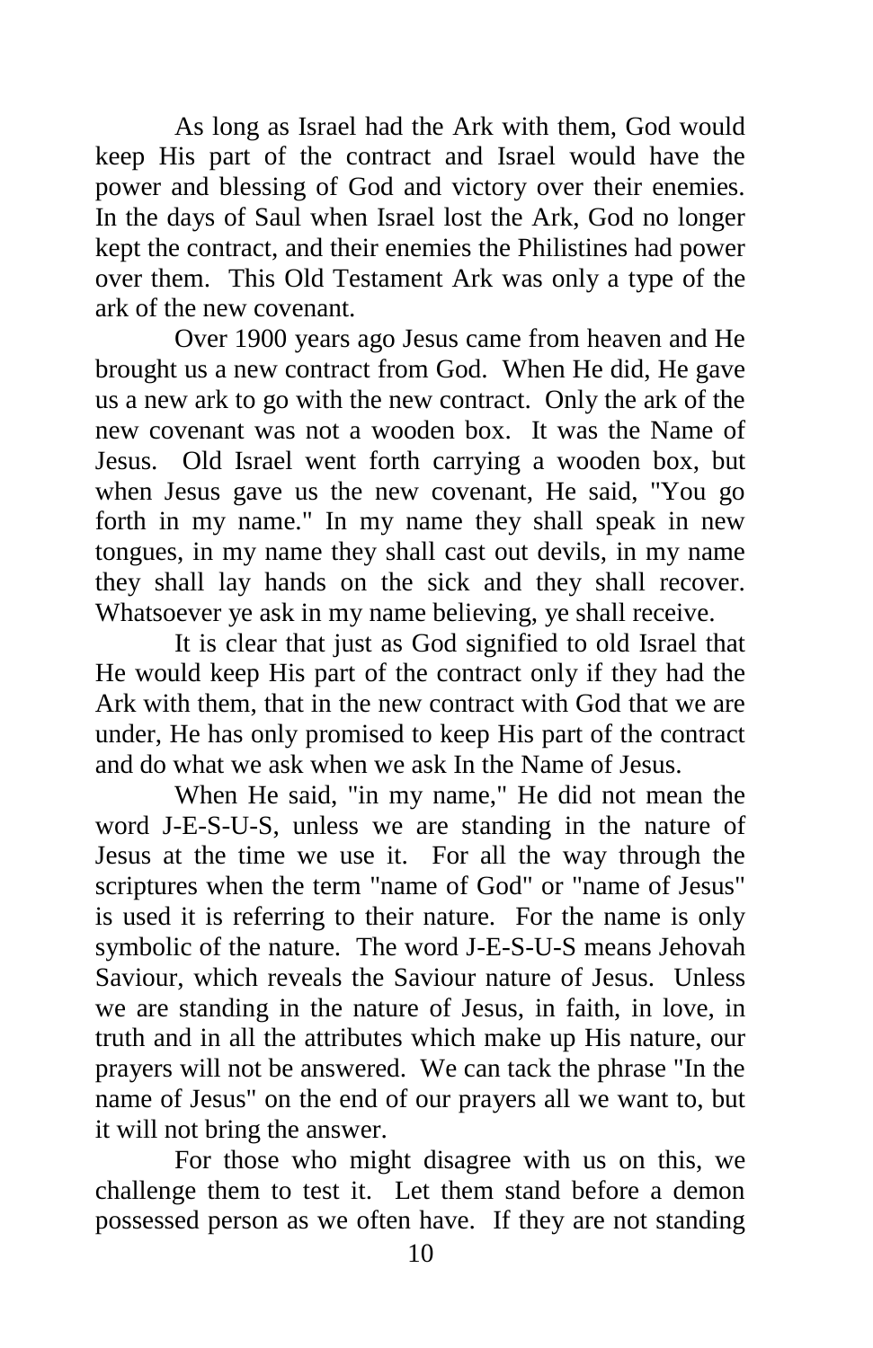As long as Israel had the Ark with them, God would keep His part of the contract and Israel would have the power and blessing of God and victory over their enemies. In the days of Saul when Israel lost the Ark, God no longer kept the contract, and their enemies the Philistines had power over them. This Old Testament Ark was only a type of the ark of the new covenant.

Over 1900 years ago Jesus came from heaven and He brought us a new contract from God. When He did, He gave us a new ark to go with the new contract. Only the ark of the new covenant was not a wooden box. It was the Name of Jesus. Old Israel went forth carrying a wooden box, but when Jesus gave us the new covenant, He said, "You go forth in my name." In my name they shall speak in new tongues, in my name they shall cast out devils, in my name they shall lay hands on the sick and they shall recover. Whatsoever ye ask in my name believing, ye shall receive.

It is clear that just as God signified to old Israel that He would keep His part of the contract only if they had the Ark with them, that in the new contract with God that we are under, He has only promised to keep His part of the contract and do what we ask when we ask In the Name of Jesus.

When He said, "in my name," He did not mean the word J-E-S-U-S, unless we are standing in the nature of Jesus at the time we use it. For all the way through the scriptures when the term "name of God" or "name of Jesus" is used it is referring to their nature. For the name is only symbolic of the nature. The word J-E-S-U-S means Jehovah Saviour, which reveals the Saviour nature of Jesus. Unless we are standing in the nature of Jesus, in faith, in love, in truth and in all the attributes which make up His nature, our prayers will not be answered. We can tack the phrase "In the name of Jesus" on the end of our prayers all we want to, but it will not bring the answer.

For those who might disagree with us on this, we challenge them to test it. Let them stand before a demon possessed person as we often have. If they are not standing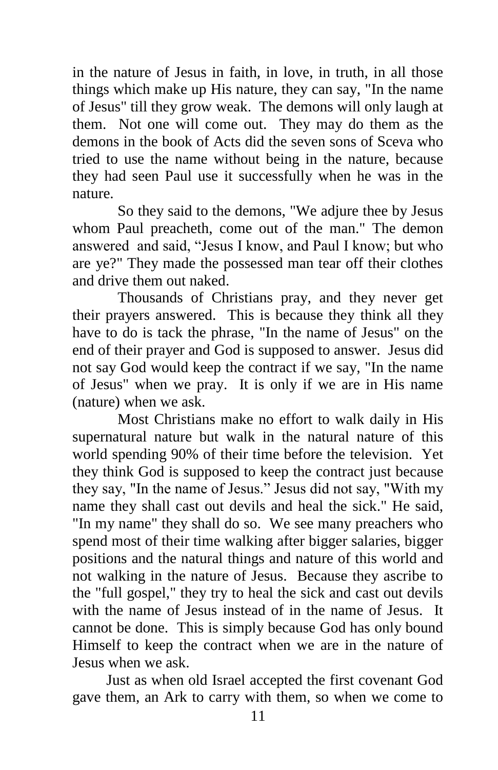in the nature of Jesus in faith, in love, in truth, in all those things which make up His nature, they can say, "In the name of Jesus" till they grow weak. The demons will only laugh at them. Not one will come out. They may do them as the demons in the book of Acts did the seven sons of Sceva who tried to use the name without being in the nature, because they had seen Paul use it successfully when he was in the nature.

So they said to the demons, "We adjure thee by Jesus whom Paul preacheth, come out of the man." The demon answered and said, “Jesus I know, and Paul I know; but who are ye?" They made the possessed man tear off their clothes and drive them out naked.

Thousands of Christians pray, and they never get their prayers answered. This is because they think all they have to do is tack the phrase, "In the name of Jesus" on the end of their prayer and God is supposed to answer. Jesus did not say God would keep the contract if we say, "In the name of Jesus" when we pray. It is only if we are in His name (nature) when we ask.

Most Christians make no effort to walk daily in His supernatural nature but walk in the natural nature of this world spending 90% of their time before the television. Yet they think God is supposed to keep the contract just because they say, "In the name of Jesus.” Jesus did not say, "With my name they shall cast out devils and heal the sick." He said, "In my name" they shall do so. We see many preachers who spend most of their time walking after bigger salaries, bigger positions and the natural things and nature of this world and not walking in the nature of Jesus. Because they ascribe to the "full gospel," they try to heal the sick and cast out devils with the name of Jesus instead of in the name of Jesus. It cannot be done. This is simply because God has only bound Himself to keep the contract when we are in the nature of Jesus when we ask.

Just as when old Israel accepted the first covenant God gave them, an Ark to carry with them, so when we come to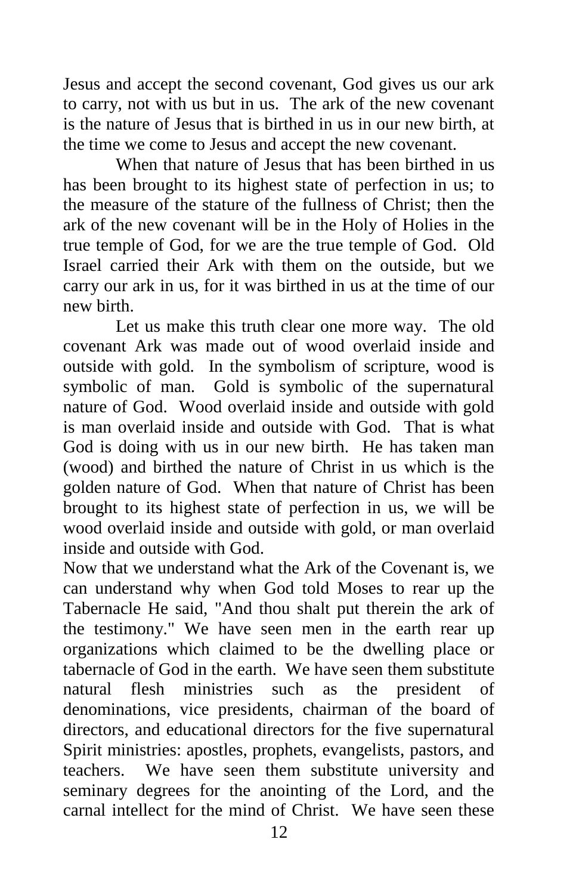Jesus and accept the second covenant, God gives us our ark to carry, not with us but in us. The ark of the new covenant is the nature of Jesus that is birthed in us in our new birth, at the time we come to Jesus and accept the new covenant.

When that nature of Jesus that has been birthed in us has been brought to its highest state of perfection in us; to the measure of the stature of the fullness of Christ; then the ark of the new covenant will be in the Holy of Holies in the true temple of God, for we are the true temple of God. Old Israel carried their Ark with them on the outside, but we carry our ark in us, for it was birthed in us at the time of our new birth.

Let us make this truth clear one more way. The old covenant Ark was made out of wood overlaid inside and outside with gold. In the symbolism of scripture, wood is symbolic of man. Gold is symbolic of the supernatural nature of God. Wood overlaid inside and outside with gold is man overlaid inside and outside with God. That is what God is doing with us in our new birth. He has taken man (wood) and birthed the nature of Christ in us which is the golden nature of God. When that nature of Christ has been brought to its highest state of perfection in us, we will be wood overlaid inside and outside with gold, or man overlaid inside and outside with God.

Now that we understand what the Ark of the Covenant is, we can understand why when God told Moses to rear up the Tabernacle He said, "And thou shalt put therein the ark of the testimony." We have seen men in the earth rear up organizations which claimed to be the dwelling place or tabernacle of God in the earth. We have seen them substitute natural flesh ministries such as the president of denominations, vice presidents, chairman of the board of directors, and educational directors for the five supernatural Spirit ministries: apostles, prophets, evangelists, pastors, and teachers. We have seen them substitute university and seminary degrees for the anointing of the Lord, and the carnal intellect for the mind of Christ. We have seen these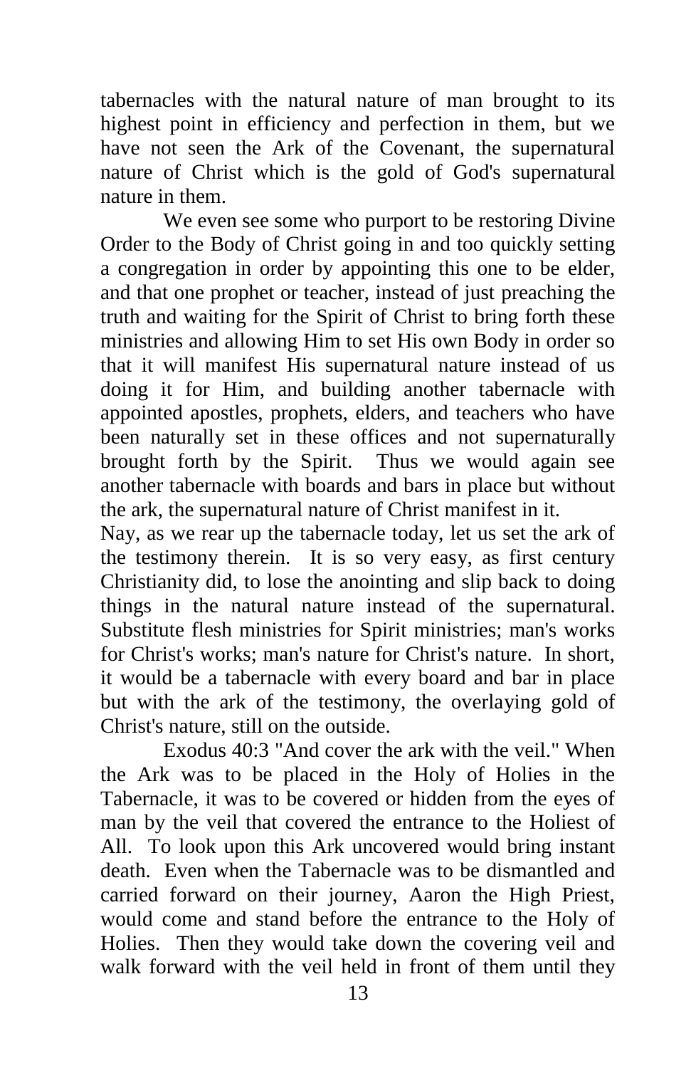tabernacles with the natural nature of man brought to its highest point in efficiency and perfection in them, but we have not seen the Ark of the Covenant, the supernatural nature of Christ which is the gold of God's supernatural nature in them.

We even see some who purport to be restoring Divine Order to the Body of Christ going in and too quickly setting a congregation in order by appointing this one to be elder, and that one prophet or teacher, instead of just preaching the truth and waiting for the Spirit of Christ to bring forth these ministries and allowing Him to set His own Body in order so that it will manifest His supernatural nature instead of us doing it for Him, and building another tabernacle with appointed apostles, prophets, elders, and teachers who have been naturally set in these offices and not supernaturally brought forth by the Spirit. Thus we would again see another tabernacle with boards and bars in place but without the ark, the supernatural nature of Christ manifest in it.

Nay, as we rear up the tabernacle today, let us set the ark of the testimony therein. It is so very easy, as first century Christianity did, to lose the anointing and slip back to doing things in the natural nature instead of the supernatural. Substitute flesh ministries for Spirit ministries; man's works for Christ's works; man's nature for Christ's nature. In short, it would be a tabernacle with every board and bar in place but with the ark of the testimony, the overlaying gold of Christ's nature, still on the outside.

Exodus 40:3 "And cover the ark with the veil." When the Ark was to be placed in the Holy of Holies in the Tabernacle, it was to be covered or hidden from the eyes of man by the veil that covered the entrance to the Holiest of All. To look upon this Ark uncovered would bring instant death. Even when the Tabernacle was to be dismantled and carried forward on their journey, Aaron the High Priest, would come and stand before the entrance to the Holy of Holies. Then they would take down the covering veil and walk forward with the veil held in front of them until they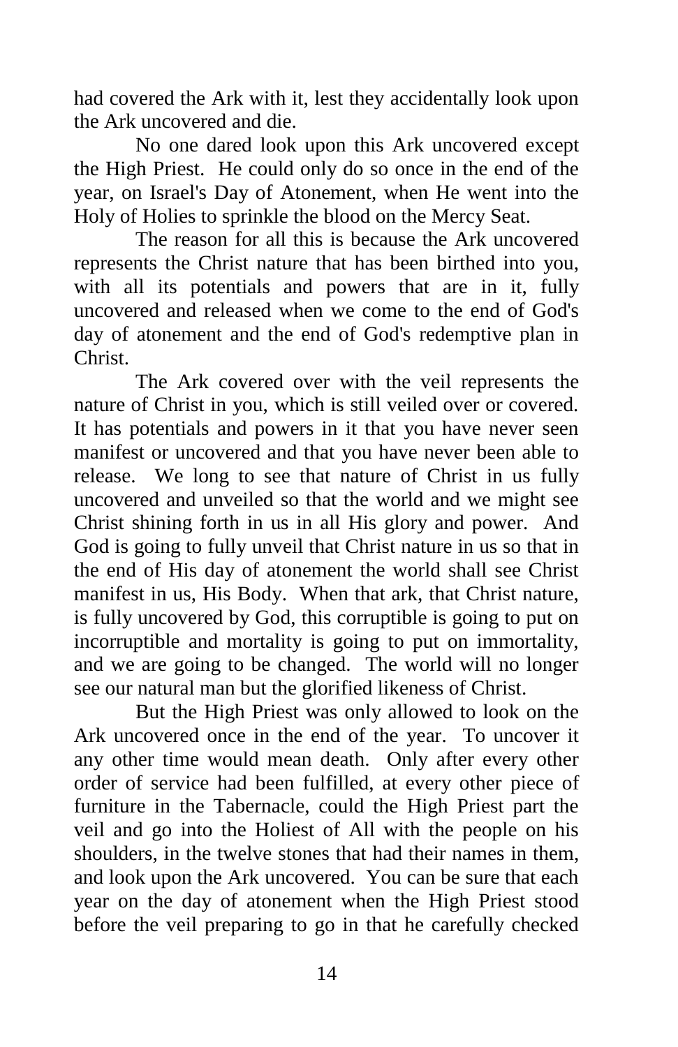had covered the Ark with it, lest they accidentally look upon the Ark uncovered and die.

No one dared look upon this Ark uncovered except the High Priest. He could only do so once in the end of the year, on Israel's Day of Atonement, when He went into the Holy of Holies to sprinkle the blood on the Mercy Seat.

The reason for all this is because the Ark uncovered represents the Christ nature that has been birthed into you, with all its potentials and powers that are in it, fully uncovered and released when we come to the end of God's day of atonement and the end of God's redemptive plan in Christ.

The Ark covered over with the veil represents the nature of Christ in you, which is still veiled over or covered. It has potentials and powers in it that you have never seen manifest or uncovered and that you have never been able to release. We long to see that nature of Christ in us fully uncovered and unveiled so that the world and we might see Christ shining forth in us in all His glory and power. And God is going to fully unveil that Christ nature in us so that in the end of His day of atonement the world shall see Christ manifest in us, His Body. When that ark, that Christ nature, is fully uncovered by God, this corruptible is going to put on incorruptible and mortality is going to put on immortality, and we are going to be changed. The world will no longer see our natural man but the glorified likeness of Christ.

But the High Priest was only allowed to look on the Ark uncovered once in the end of the year. To uncover it any other time would mean death. Only after every other order of service had been fulfilled, at every other piece of furniture in the Tabernacle, could the High Priest part the veil and go into the Holiest of All with the people on his shoulders, in the twelve stones that had their names in them, and look upon the Ark uncovered. You can be sure that each year on the day of atonement when the High Priest stood before the veil preparing to go in that he carefully checked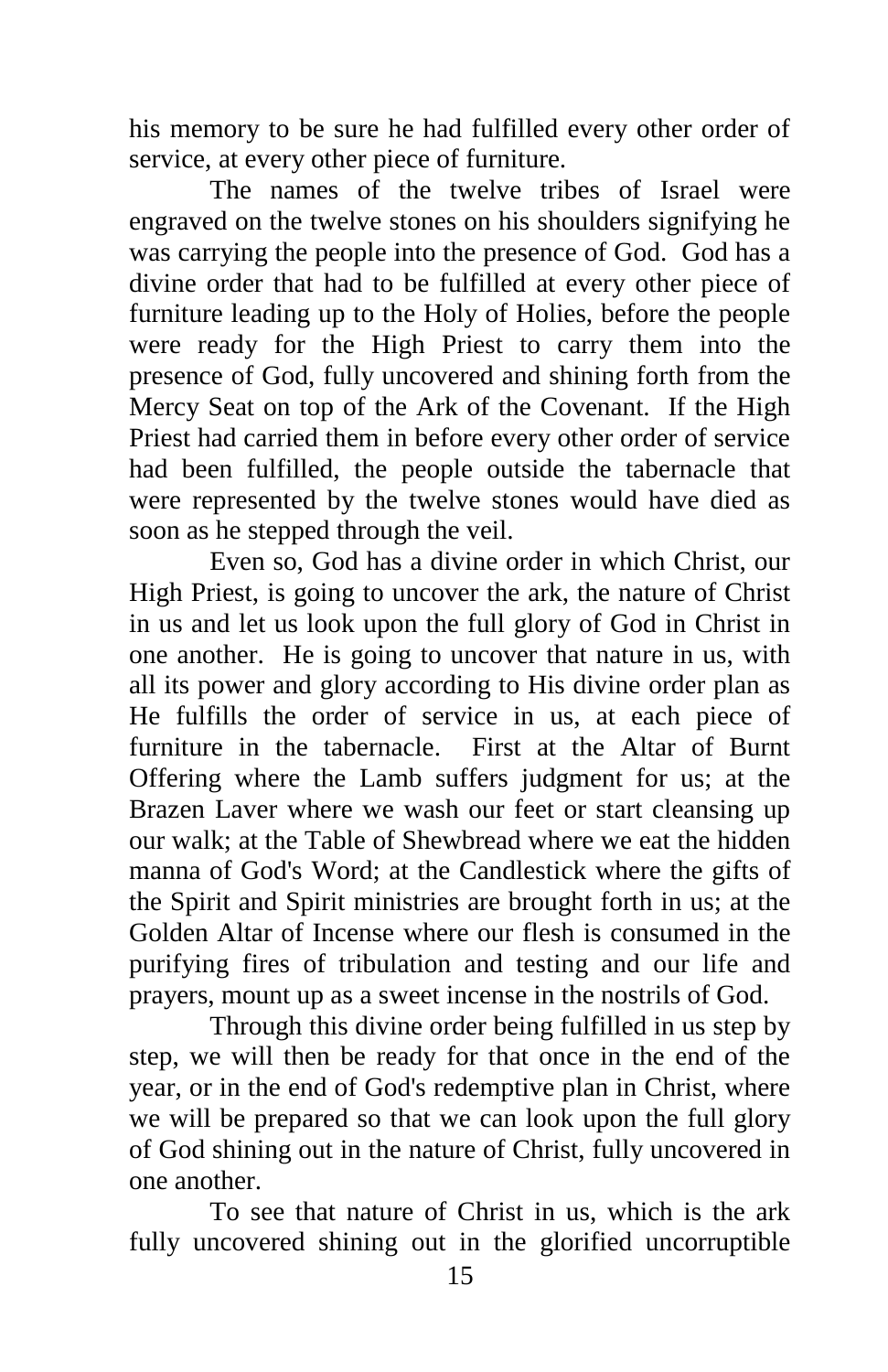his memory to be sure he had fulfilled every other order of service, at every other piece of furniture.

The names of the twelve tribes of Israel were engraved on the twelve stones on his shoulders signifying he was carrying the people into the presence of God. God has a divine order that had to be fulfilled at every other piece of furniture leading up to the Holy of Holies, before the people were ready for the High Priest to carry them into the presence of God, fully uncovered and shining forth from the Mercy Seat on top of the Ark of the Covenant. If the High Priest had carried them in before every other order of service had been fulfilled, the people outside the tabernacle that were represented by the twelve stones would have died as soon as he stepped through the veil.

Even so, God has a divine order in which Christ, our High Priest, is going to uncover the ark, the nature of Christ in us and let us look upon the full glory of God in Christ in one another. He is going to uncover that nature in us, with all its power and glory according to His divine order plan as He fulfills the order of service in us, at each piece of furniture in the tabernacle. First at the Altar of Burnt Offering where the Lamb suffers judgment for us; at the Brazen Laver where we wash our feet or start cleansing up our walk; at the Table of Shewbread where we eat the hidden manna of God's Word; at the Candlestick where the gifts of the Spirit and Spirit ministries are brought forth in us; at the Golden Altar of Incense where our flesh is consumed in the purifying fires of tribulation and testing and our life and prayers, mount up as a sweet incense in the nostrils of God.

Through this divine order being fulfilled in us step by step, we will then be ready for that once in the end of the year, or in the end of God's redemptive plan in Christ, where we will be prepared so that we can look upon the full glory of God shining out in the nature of Christ, fully uncovered in one another.

To see that nature of Christ in us, which is the ark fully uncovered shining out in the glorified uncorruptible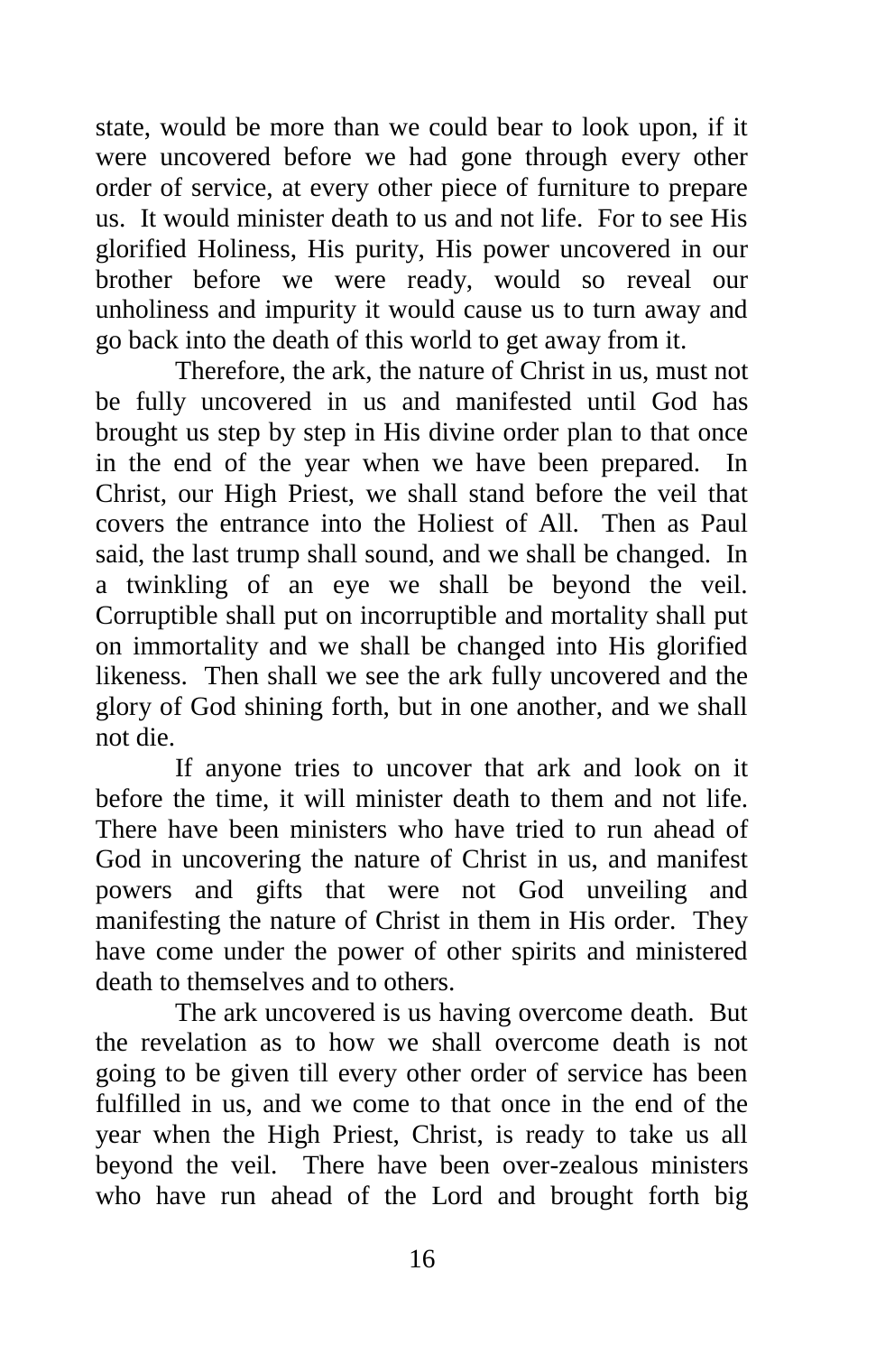state, would be more than we could bear to look upon, if it were uncovered before we had gone through every other order of service, at every other piece of furniture to prepare us. It would minister death to us and not life. For to see His glorified Holiness, His purity, His power uncovered in our brother before we were ready, would so reveal our unholiness and impurity it would cause us to turn away and go back into the death of this world to get away from it.

Therefore, the ark, the nature of Christ in us, must not be fully uncovered in us and manifested until God has brought us step by step in His divine order plan to that once in the end of the year when we have been prepared. In Christ, our High Priest, we shall stand before the veil that covers the entrance into the Holiest of All. Then as Paul said, the last trump shall sound, and we shall be changed. In a twinkling of an eye we shall be beyond the veil. Corruptible shall put on incorruptible and mortality shall put on immortality and we shall be changed into His glorified likeness. Then shall we see the ark fully uncovered and the glory of God shining forth, but in one another, and we shall not die.

If anyone tries to uncover that ark and look on it before the time, it will minister death to them and not life. There have been ministers who have tried to run ahead of God in uncovering the nature of Christ in us, and manifest powers and gifts that were not God unveiling and manifesting the nature of Christ in them in His order. They have come under the power of other spirits and ministered death to themselves and to others.

The ark uncovered is us having overcome death. But the revelation as to how we shall overcome death is not going to be given till every other order of service has been fulfilled in us, and we come to that once in the end of the year when the High Priest, Christ, is ready to take us all beyond the veil. There have been over-zealous ministers who have run ahead of the Lord and brought forth big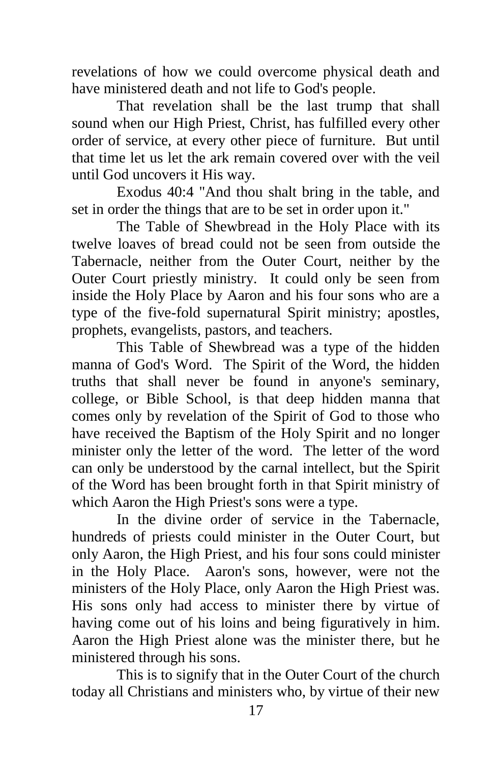revelations of how we could overcome physical death and have ministered death and not life to God's people.

That revelation shall be the last trump that shall sound when our High Priest, Christ, has fulfilled every other order of service, at every other piece of furniture. But until that time let us let the ark remain covered over with the veil until God uncovers it His way.

Exodus 40:4 "And thou shalt bring in the table, and set in order the things that are to be set in order upon it."

The Table of Shewbread in the Holy Place with its twelve loaves of bread could not be seen from outside the Tabernacle, neither from the Outer Court, neither by the Outer Court priestly ministry. It could only be seen from inside the Holy Place by Aaron and his four sons who are a type of the five-fold supernatural Spirit ministry; apostles, prophets, evangelists, pastors, and teachers.

This Table of Shewbread was a type of the hidden manna of God's Word. The Spirit of the Word, the hidden truths that shall never be found in anyone's seminary, college, or Bible School, is that deep hidden manna that comes only by revelation of the Spirit of God to those who have received the Baptism of the Holy Spirit and no longer minister only the letter of the word. The letter of the word can only be understood by the carnal intellect, but the Spirit of the Word has been brought forth in that Spirit ministry of which Aaron the High Priest's sons were a type.

In the divine order of service in the Tabernacle, hundreds of priests could minister in the Outer Court, but only Aaron, the High Priest, and his four sons could minister in the Holy Place. Aaron's sons, however, were not the ministers of the Holy Place, only Aaron the High Priest was. His sons only had access to minister there by virtue of having come out of his loins and being figuratively in him. Aaron the High Priest alone was the minister there, but he ministered through his sons.

This is to signify that in the Outer Court of the church today all Christians and ministers who, by virtue of their new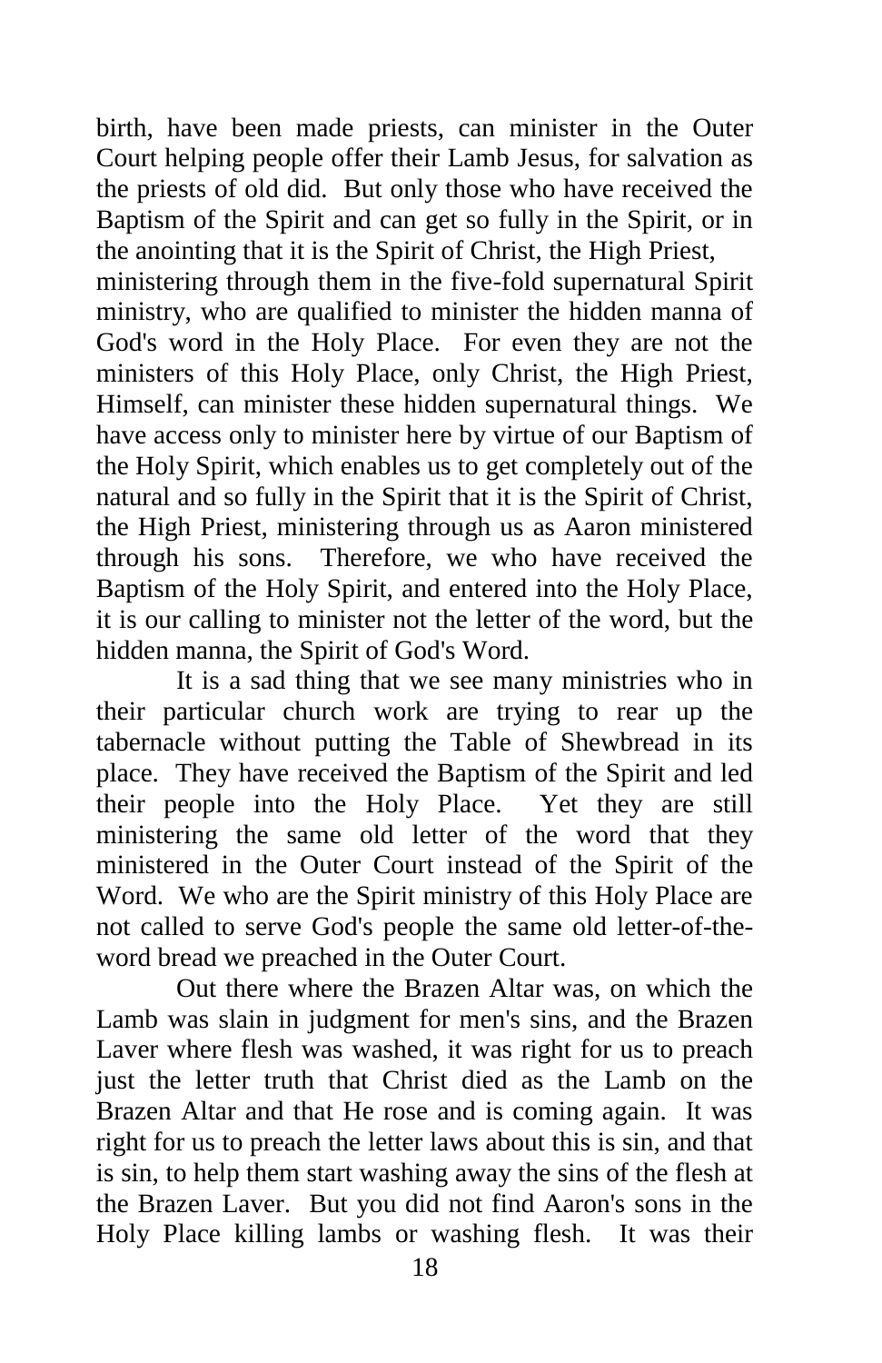birth, have been made priests, can minister in the Outer Court helping people offer their Lamb Jesus, for salvation as the priests of old did. But only those who have received the Baptism of the Spirit and can get so fully in the Spirit, or in the anointing that it is the Spirit of Christ, the High Priest, ministering through them in the five-fold supernatural Spirit ministry, who are qualified to minister the hidden manna of God's word in the Holy Place. For even they are not the ministers of this Holy Place, only Christ, the High Priest, Himself, can minister these hidden supernatural things. We have access only to minister here by virtue of our Baptism of the Holy Spirit, which enables us to get completely out of the natural and so fully in the Spirit that it is the Spirit of Christ, the High Priest, ministering through us as Aaron ministered through his sons. Therefore, we who have received the Baptism of the Holy Spirit, and entered into the Holy Place, it is our calling to minister not the letter of the word, but the hidden manna, the Spirit of God's Word.

It is a sad thing that we see many ministries who in their particular church work are trying to rear up the tabernacle without putting the Table of Shewbread in its place. They have received the Baptism of the Spirit and led their people into the Holy Place. Yet they are still ministering the same old letter of the word that they ministered in the Outer Court instead of the Spirit of the Word. We who are the Spirit ministry of this Holy Place are not called to serve God's people the same old letter-of-the-word bread we preached in the Outer Court.

Out there where the Brazen Altar was, on which the Lamb was slain in judgment for men's sins, and the Brazen Laver where flesh was washed, it was right for us to preach just the letter truth that Christ died as the Lamb on the Brazen Altar and that He rose and is coming again. It was right for us to preach the letter laws about this is sin, and that is sin, to help them start washing away the sins of the flesh at the Brazen Laver. But you did not find Aaron's sons in the Holy Place killing lambs or washing flesh. It was their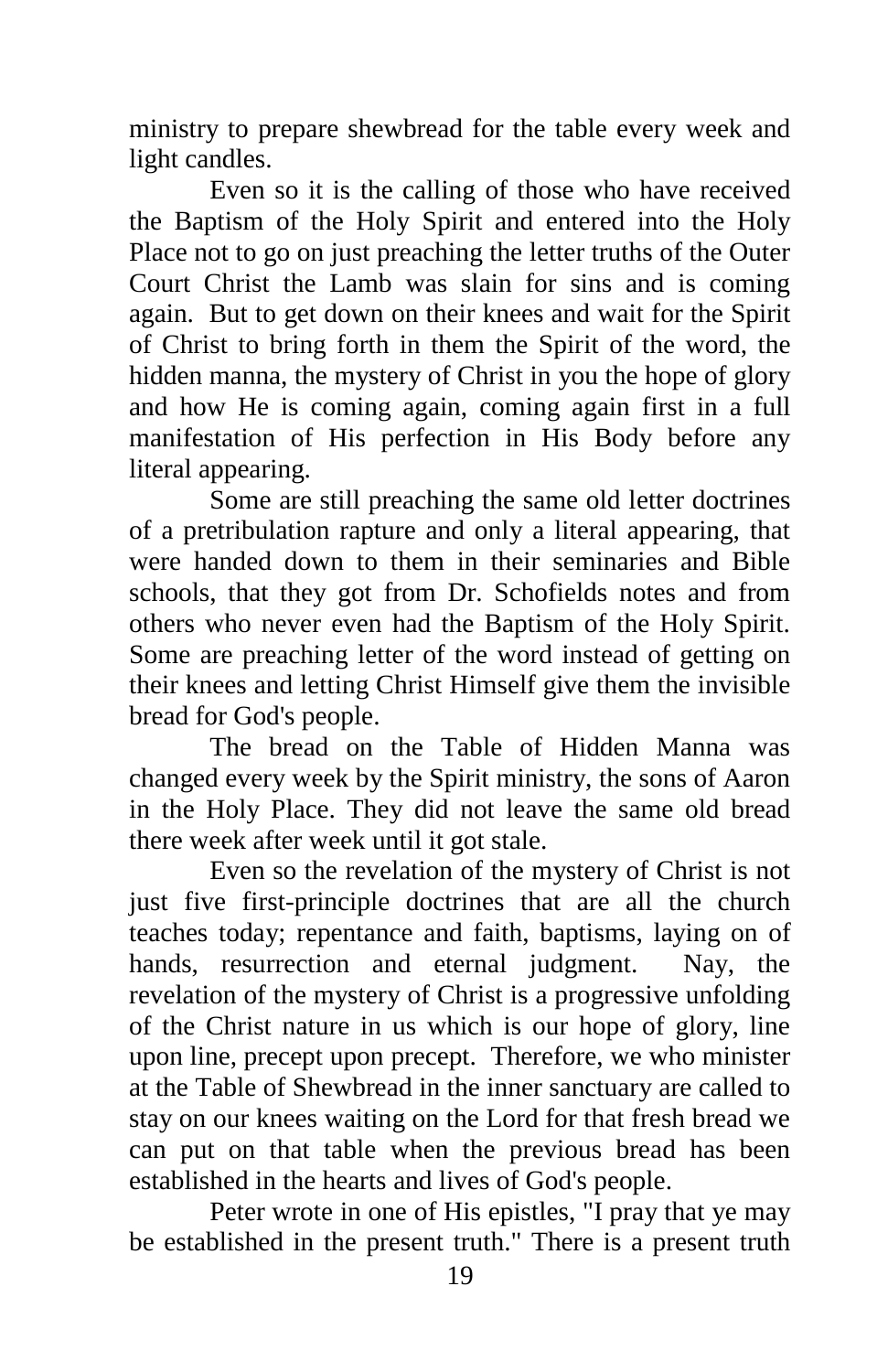ministry to prepare shewbread for the table every week and light candles.

Even so it is the calling of those who have received the Baptism of the Holy Spirit and entered into the Holy Place not to go on just preaching the letter truths of the Outer Court Christ the Lamb was slain for sins and is coming again. But to get down on their knees and wait for the Spirit of Christ to bring forth in them the Spirit of the word, the hidden manna, the mystery of Christ in you the hope of glory and how He is coming again, coming again first in a full manifestation of His perfection in His Body before any literal appearing.

Some are still preaching the same old letter doctrines of a pretribulation rapture and only a literal appearing, that were handed down to them in their seminaries and Bible schools, that they got from Dr. Schofields notes and from others who never even had the Baptism of the Holy Spirit. Some are preaching letter of the word instead of getting on their knees and letting Christ Himself give them the invisible bread for God's people.

The bread on the Table of Hidden Manna was changed every week by the Spirit ministry, the sons of Aaron in the Holy Place. They did not leave the same old bread there week after week until it got stale.

Even so the revelation of the mystery of Christ is not just five first-principle doctrines that are all the church teaches today; repentance and faith, baptisms, laying on of hands, resurrection and eternal judgment. Nay, the revelation of the mystery of Christ is a progressive unfolding of the Christ nature in us which is our hope of glory, line upon line, precept upon precept. Therefore, we who minister at the Table of Shewbread in the inner sanctuary are called to stay on our knees waiting on the Lord for that fresh bread we can put on that table when the previous bread has been established in the hearts and lives of God's people.

Peter wrote in one of His epistles, "I pray that ye may be established in the present truth." There is a present truth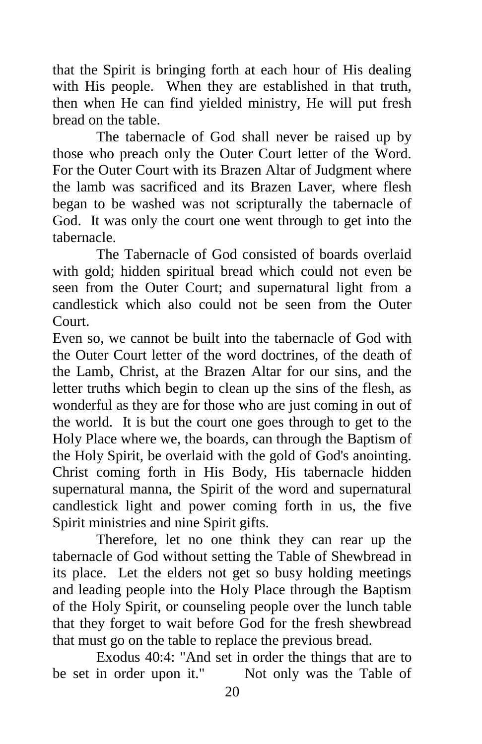that the Spirit is bringing forth at each hour of His dealing with His people. When they are established in that truth, then when He can find yielded ministry, He will put fresh bread on the table.

The tabernacle of God shall never be raised up by those who preach only the Outer Court letter of the Word. For the Outer Court with its Brazen Altar of Judgment where the lamb was sacrificed and its Brazen Laver, where flesh began to be washed was not scripturally the tabernacle of God. It was only the court one went through to get into the tabernacle.

The Tabernacle of God consisted of boards overlaid with gold; hidden spiritual bread which could not even be seen from the Outer Court; and supernatural light from a candlestick which also could not be seen from the Outer Court.

Even so, we cannot be built into the tabernacle of God with the Outer Court letter of the word doctrines, of the death of the Lamb, Christ, at the Brazen Altar for our sins, and the letter truths which begin to clean up the sins of the flesh, as wonderful as they are for those who are just coming in out of the world. It is but the court one goes through to get to the Holy Place where we, the boards, can through the Baptism of the Holy Spirit, be overlaid with the gold of God's anointing. Christ coming forth in His Body, His tabernacle hidden supernatural manna, the Spirit of the word and supernatural candlestick light and power coming forth in us, the five Spirit ministries and nine Spirit gifts.

Therefore, let no one think they can rear up the tabernacle of God without setting the Table of Shewbread in its place. Let the elders not get so busy holding meetings and leading people into the Holy Place through the Baptism of the Holy Spirit, or counseling people over the lunch table that they forget to wait before God for the fresh shewbread that must go on the table to replace the previous bread.

Exodus 40:4: "And set in order the things that are to be set in order upon it." Not only was the Table of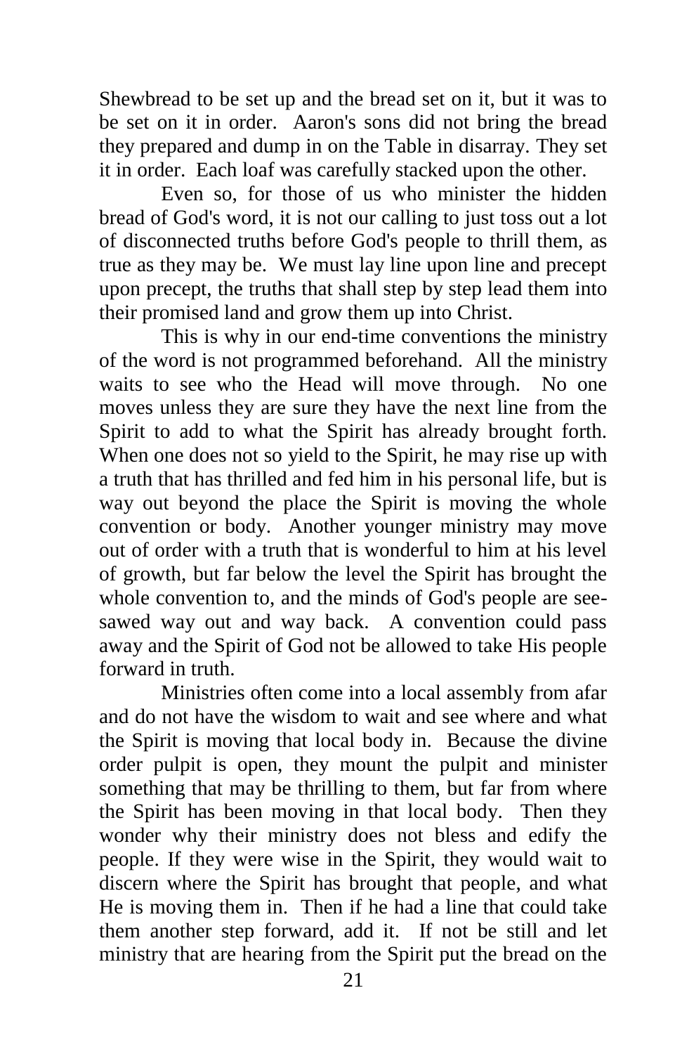Shewbread to be set up and the bread set on it, but it was to be set on it in order. Aaron's sons did not bring the bread they prepared and dump in on the Table in disarray. They set it in order. Each loaf was carefully stacked upon the other.

Even so, for those of us who minister the hidden bread of God's word, it is not our calling to just toss out a lot of disconnected truths before God's people to thrill them, as true as they may be. We must lay line upon line and precept upon precept, the truths that shall step by step lead them into their promised land and grow them up into Christ.

This is why in our end-time conventions the ministry of the word is not programmed beforehand. All the ministry waits to see who the Head will move through. No one moves unless they are sure they have the next line from the Spirit to add to what the Spirit has already brought forth. When one does not so yield to the Spirit, he may rise up with a truth that has thrilled and fed him in his personal life, but is way out beyond the place the Spirit is moving the whole convention or body. Another younger ministry may move out of order with a truth that is wonderful to him at his level of growth, but far below the level the Spirit has brought the whole convention to, and the minds of God's people are see-sawed way out and way back. A convention could pass away and the Spirit of God not be allowed to take His people forward in truth.

Ministries often come into a local assembly from afar and do not have the wisdom to wait and see where and what the Spirit is moving that local body in. Because the divine order pulpit is open, they mount the pulpit and minister something that may be thrilling to them, but far from where the Spirit has been moving in that local body. Then they wonder why their ministry does not bless and edify the people. If they were wise in the Spirit, they would wait to discern where the Spirit has brought that people, and what He is moving them in. Then if he had a line that could take them another step forward, add it. If not be still and let ministry that are hearing from the Spirit put the bread on the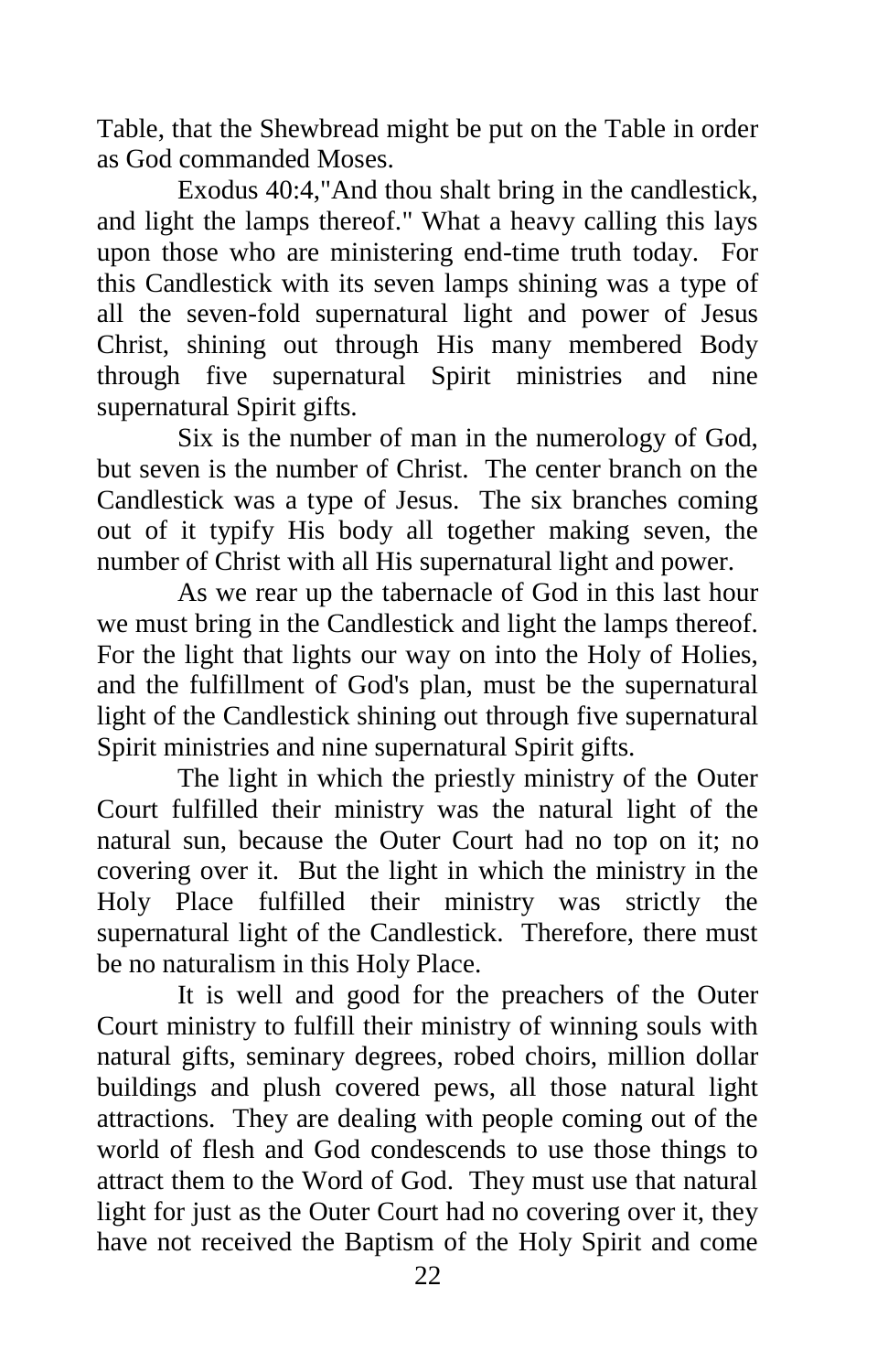Table, that the Shewbread might be put on the Table in order as God commanded Moses.

Exodus 40:4,"And thou shalt bring in the candlestick, and light the lamps thereof." What a heavy calling this lays upon those who are ministering end-time truth today. For this Candlestick with its seven lamps shining was a type of all the seven-fold supernatural light and power of Jesus Christ, shining out through His many membered Body through five supernatural Spirit ministries and nine supernatural Spirit gifts.

Six is the number of man in the numerology of God, but seven is the number of Christ. The center branch on the Candlestick was a type of Jesus. The six branches coming out of it typify His body all together making seven, the number of Christ with all His supernatural light and power.

As we rear up the tabernacle of God in this last hour we must bring in the Candlestick and light the lamps thereof. For the light that lights our way on into the Holy of Holies, and the fulfillment of God's plan, must be the supernatural light of the Candlestick shining out through five supernatural Spirit ministries and nine supernatural Spirit gifts.

The light in which the priestly ministry of the Outer Court fulfilled their ministry was the natural light of the natural sun, because the Outer Court had no top on it; no covering over it. But the light in which the ministry in the Holy Place fulfilled their ministry was strictly the supernatural light of the Candlestick. Therefore, there must be no naturalism in this Holy Place.

It is well and good for the preachers of the Outer Court ministry to fulfill their ministry of winning souls with natural gifts, seminary degrees, robed choirs, million dollar buildings and plush covered pews, all those natural light attractions. They are dealing with people coming out of the world of flesh and God condescends to use those things to attract them to the Word of God. They must use that natural light for just as the Outer Court had no covering over it, they have not received the Baptism of the Holy Spirit and come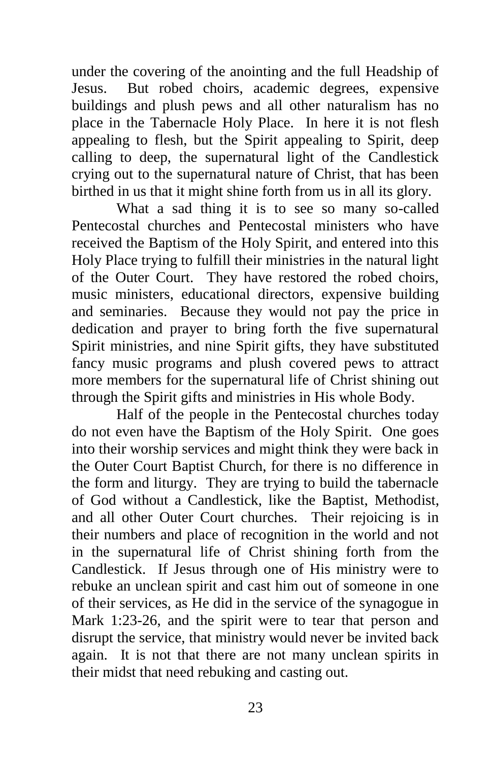under the covering of the anointing and the full Headship of Jesus. But robed choirs, academic degrees, expensive buildings and plush pews and all other naturalism has no place in the Tabernacle Holy Place. In here it is not flesh appealing to flesh, but the Spirit appealing to Spirit, deep calling to deep, the supernatural light of the Candlestick crying out to the supernatural nature of Christ, that has been birthed in us that it might shine forth from us in all its glory.

What a sad thing it is to see so many so-called Pentecostal churches and Pentecostal ministers who have received the Baptism of the Holy Spirit, and entered into this Holy Place trying to fulfill their ministries in the natural light of the Outer Court. They have restored the robed choirs, music ministers, educational directors, expensive building and seminaries. Because they would not pay the price in dedication and prayer to bring forth the five supernatural Spirit ministries, and nine Spirit gifts, they have substituted fancy music programs and plush covered pews to attract more members for the supernatural life of Christ shining out through the Spirit gifts and ministries in His whole Body.

Half of the people in the Pentecostal churches today do not even have the Baptism of the Holy Spirit. One goes into their worship services and might think they were back in the Outer Court Baptist Church, for there is no difference in the form and liturgy. They are trying to build the tabernacle of God without a Candlestick, like the Baptist, Methodist, and all other Outer Court churches. Their rejoicing is in their numbers and place of recognition in the world and not in the supernatural life of Christ shining forth from the Candlestick. If Jesus through one of His ministry were to rebuke an unclean spirit and cast him out of someone in one of their services, as He did in the service of the synagogue in Mark 1:23-26, and the spirit were to tear that person and disrupt the service, that ministry would never be invited back again. It is not that there are not many unclean spirits in their midst that need rebuking and casting out.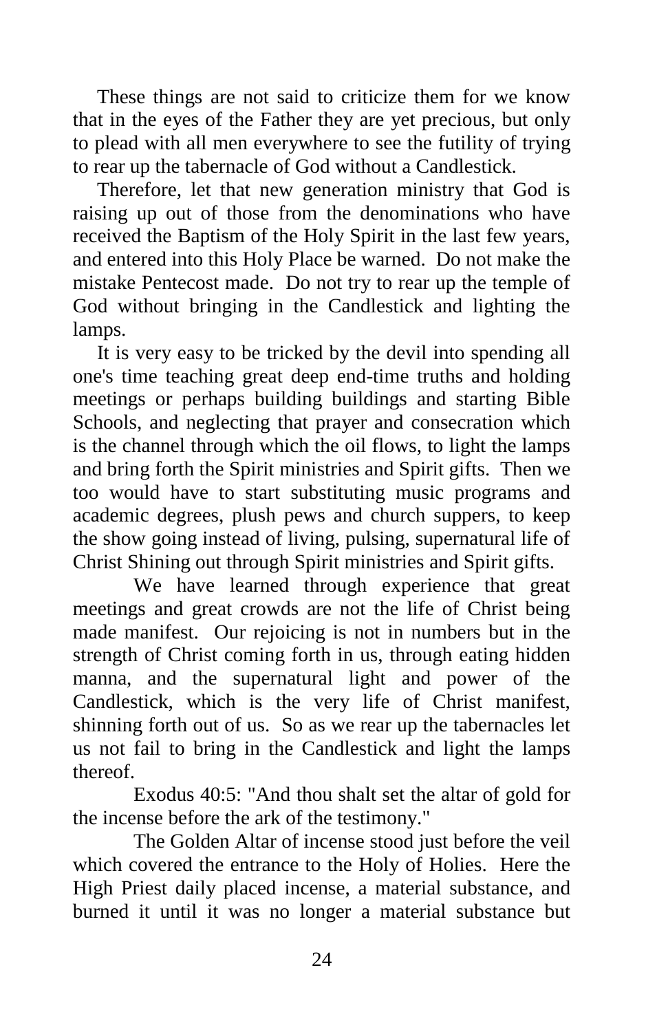These things are not said to criticize them for we know that in the eyes of the Father they are yet precious, but only to plead with all men everywhere to see the futility of trying to rear up the tabernacle of God without a Candlestick.

Therefore, let that new generation ministry that God is raising up out of those from the denominations who have received the Baptism of the Holy Spirit in the last few years, and entered into this Holy Place be warned. Do not make the mistake Pentecost made. Do not try to rear up the temple of God without bringing in the Candlestick and lighting the lamps.

It is very easy to be tricked by the devil into spending all one's time teaching great deep end-time truths and holding meetings or perhaps building buildings and starting Bible Schools, and neglecting that prayer and consecration which is the channel through which the oil flows, to light the lamps and bring forth the Spirit ministries and Spirit gifts. Then we too would have to start substituting music programs and academic degrees, plush pews and church suppers, to keep the show going instead of living, pulsing, supernatural life of Christ Shining out through Spirit ministries and Spirit gifts.

We have learned through experience that great meetings and great crowds are not the life of Christ being made manifest. Our rejoicing is not in numbers but in the strength of Christ coming forth in us, through eating hidden manna, and the supernatural light and power of the Candlestick, which is the very life of Christ manifest, shinning forth out of us. So as we rear up the tabernacles let us not fail to bring in the Candlestick and light the lamps thereof.

Exodus 40:5: "And thou shalt set the altar of gold for the incense before the ark of the testimony."

The Golden Altar of incense stood just before the veil which covered the entrance to the Holy of Holies. Here the High Priest daily placed incense, a material substance, and burned it until it was no longer a material substance but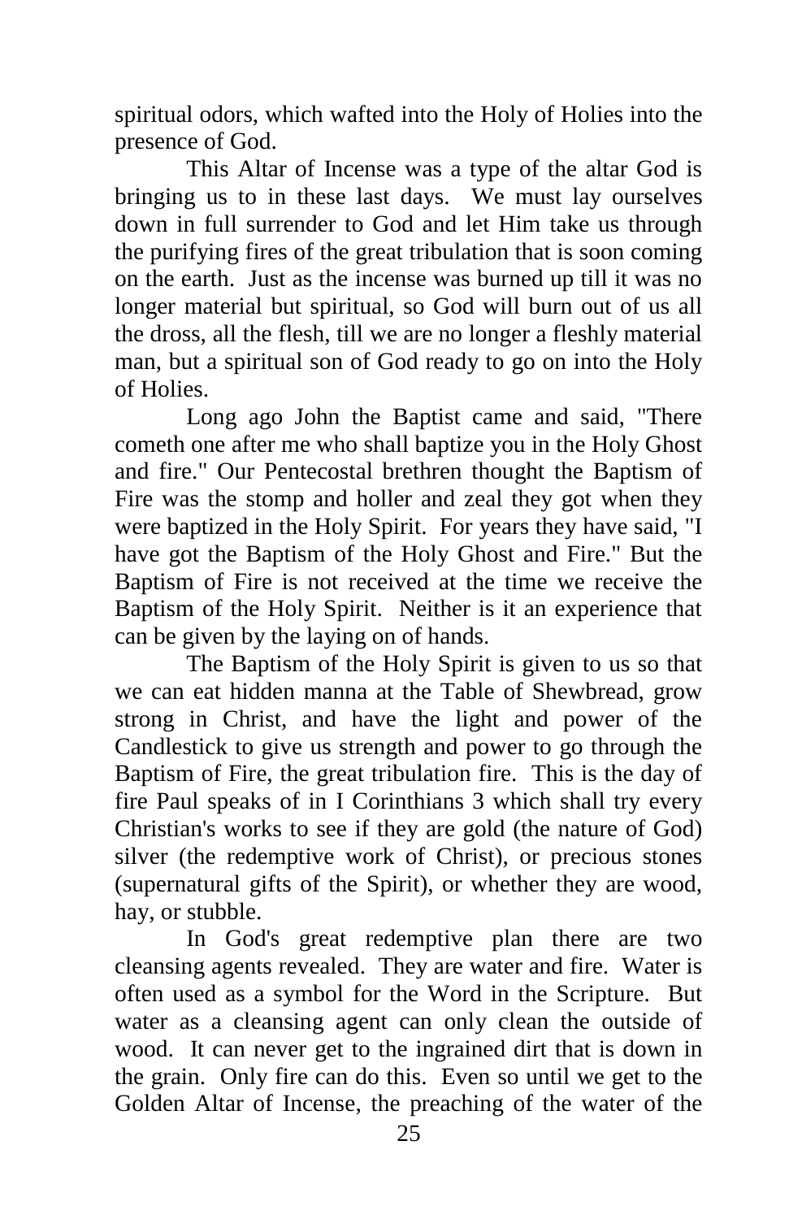spiritual odors, which wafted into the Holy of Holies into the presence of God.

This Altar of Incense was a type of the altar God is bringing us to in these last days. We must lay ourselves down in full surrender to God and let Him take us through the purifying fires of the great tribulation that is soon coming on the earth. Just as the incense was burned up till it was no longer material but spiritual, so God will burn out of us all the dross, all the flesh, till we are no longer a fleshly material man, but a spiritual son of God ready to go on into the Holy of Holies.

Long ago John the Baptist came and said, "There cometh one after me who shall baptize you in the Holy Ghost and fire." Our Pentecostal brethren thought the Baptism of Fire was the stomp and holler and zeal they got when they were baptized in the Holy Spirit. For years they have said, "I have got the Baptism of the Holy Ghost and Fire." But the Baptism of Fire is not received at the time we receive the Baptism of the Holy Spirit. Neither is it an experience that can be given by the laying on of hands.

The Baptism of the Holy Spirit is given to us so that we can eat hidden manna at the Table of Shewbread, grow strong in Christ, and have the light and power of the Candlestick to give us strength and power to go through the Baptism of Fire, the great tribulation fire. This is the day of fire Paul speaks of in I Corinthians 3 which shall try every Christian's works to see if they are gold (the nature of God) silver (the redemptive work of Christ), or precious stones (supernatural gifts of the Spirit), or whether they are wood, hay, or stubble.

In God's great redemptive plan there are two cleansing agents revealed. They are water and fire. Water is often used as a symbol for the Word in the Scripture. But water as a cleansing agent can only clean the outside of wood. It can never get to the ingrained dirt that is down in the grain. Only fire can do this. Even so until we get to the Golden Altar of Incense, the preaching of the water of the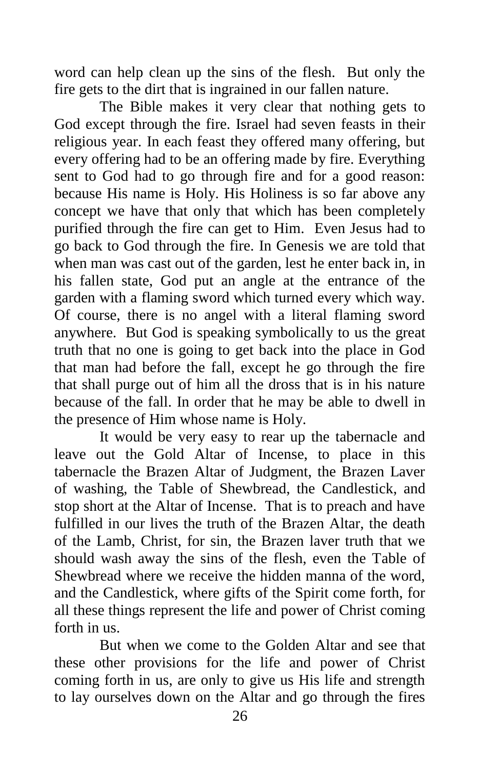word can help clean up the sins of the flesh. But only the fire gets to the dirt that is ingrained in our fallen nature.

The Bible makes it very clear that nothing gets to God except through the fire. Israel had seven feasts in their religious year. In each feast they offered many offering, but every offering had to be an offering made by fire. Everything sent to God had to go through fire and for a good reason: because His name is Holy. His Holiness is so far above any concept we have that only that which has been completely purified through the fire can get to Him. Even Jesus had to go back to God through the fire. In Genesis we are told that when man was cast out of the garden, lest he enter back in, in his fallen state, God put an angle at the entrance of the garden with a flaming sword which turned every which way. Of course, there is no angel with a literal flaming sword anywhere. But God is speaking symbolically to us the great truth that no one is going to get back into the place in God that man had before the fall, except he go through the fire that shall purge out of him all the dross that is in his nature because of the fall. In order that he may be able to dwell in the presence of Him whose name is Holy.

It would be very easy to rear up the tabernacle and leave out the Gold Altar of Incense, to place in this tabernacle the Brazen Altar of Judgment, the Brazen Laver of washing, the Table of Shewbread, the Candlestick, and stop short at the Altar of Incense. That is to preach and have fulfilled in our lives the truth of the Brazen Altar, the death of the Lamb, Christ, for sin, the Brazen laver truth that we should wash away the sins of the flesh, even the Table of Shewbread where we receive the hidden manna of the word, and the Candlestick, where gifts of the Spirit come forth, for all these things represent the life and power of Christ coming forth in us.

But when we come to the Golden Altar and see that these other provisions for the life and power of Christ coming forth in us, are only to give us His life and strength to lay ourselves down on the Altar and go through the fires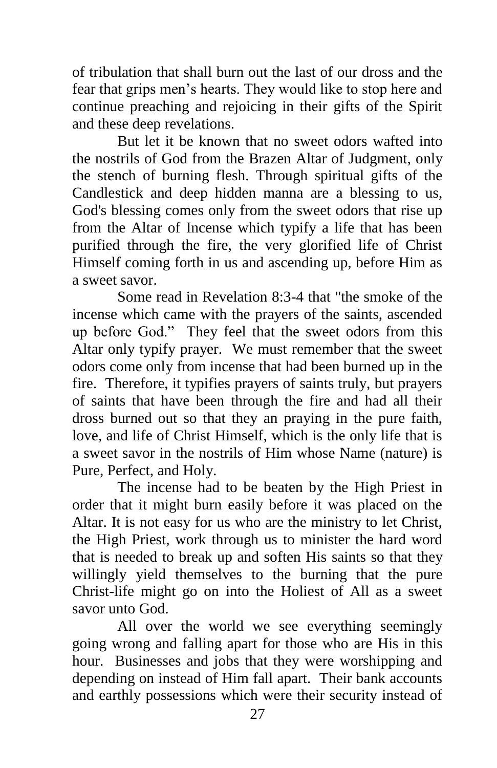of tribulation that shall burn out the last of our dross and the fear that grips men's hearts. They would like to stop here and continue preaching and rejoicing in their gifts of the Spirit and these deep revelations.

But let it be known that no sweet odors wafted into the nostrils of God from the Brazen Altar of Judgment, only the stench of burning flesh. Through spiritual gifts of the Candlestick and deep hidden manna are a blessing to us, God's blessing comes only from the sweet odors that rise up from the Altar of Incense which typify a life that has been purified through the fire, the very glorified life of Christ Himself coming forth in us and ascending up, before Him as a sweet savor.

Some read in Revelation 8:3-4 that "the smoke of the incense which came with the prayers of the saints, ascended up before God." They feel that the sweet odors from this Altar only typify prayer. We must remember that the sweet odors come only from incense that had been burned up in the fire. Therefore, it typifies prayers of saints truly, but prayers of saints that have been through the fire and had all their dross burned out so that they an praying in the pure faith, love, and life of Christ Himself, which is the only life that is a sweet savor in the nostrils of Him whose Name (nature) is Pure, Perfect, and Holy.

The incense had to be beaten by the High Priest in order that it might burn easily before it was placed on the Altar. It is not easy for us who are the ministry to let Christ, the High Priest, work through us to minister the hard word that is needed to break up and soften His saints so that they willingly yield themselves to the burning that the pure Christ-life might go on into the Holiest of All as a sweet savor unto God.

All over the world we see everything seemingly going wrong and falling apart for those who are His in this hour. Businesses and jobs that they were worshipping and depending on instead of Him fall apart. Their bank accounts and earthly possessions which were their security instead of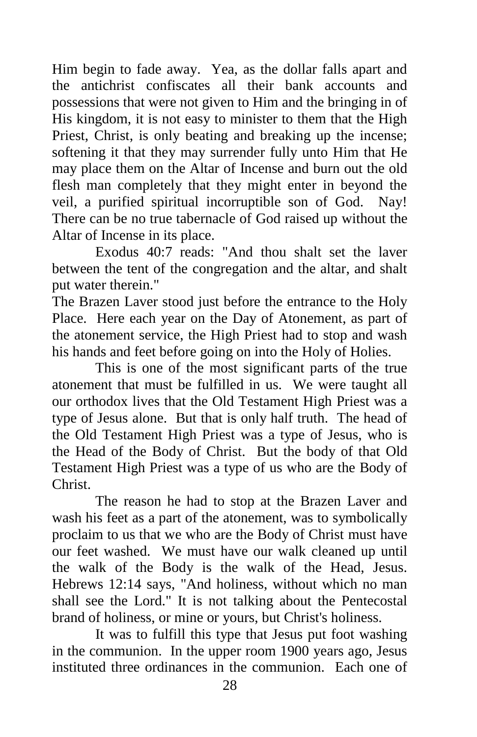Him begin to fade away. Yea, as the dollar falls apart and the antichrist confiscates all their bank accounts and possessions that were not given to Him and the bringing in of His kingdom, it is not easy to minister to them that the High Priest, Christ, is only beating and breaking up the incense; softening it that they may surrender fully unto Him that He may place them on the Altar of Incense and burn out the old flesh man completely that they might enter in beyond the veil, a purified spiritual incorruptible son of God. Nay! There can be no true tabernacle of God raised up without the Altar of Incense in its place.

Exodus 40:7 reads: "And thou shalt set the laver between the tent of the congregation and the altar, and shalt put water therein."

The Brazen Laver stood just before the entrance to the Holy Place. Here each year on the Day of Atonement, as part of the atonement service, the High Priest had to stop and wash his hands and feet before going on into the Holy of Holies.

This is one of the most significant parts of the true atonement that must be fulfilled in us. We were taught all our orthodox lives that the Old Testament High Priest was a type of Jesus alone. But that is only half truth. The head of the Old Testament High Priest was a type of Jesus, who is the Head of the Body of Christ. But the body of that Old Testament High Priest was a type of us who are the Body of Christ.

The reason he had to stop at the Brazen Laver and wash his feet as a part of the atonement, was to symbolically proclaim to us that we who are the Body of Christ must have our feet washed. We must have our walk cleaned up until the walk of the Body is the walk of the Head, Jesus. Hebrews 12:14 says, "And holiness, without which no man shall see the Lord." It is not talking about the Pentecostal brand of holiness, or mine or yours, but Christ's holiness.

It was to fulfill this type that Jesus put foot washing in the communion. In the upper room 1900 years ago, Jesus instituted three ordinances in the communion. Each one of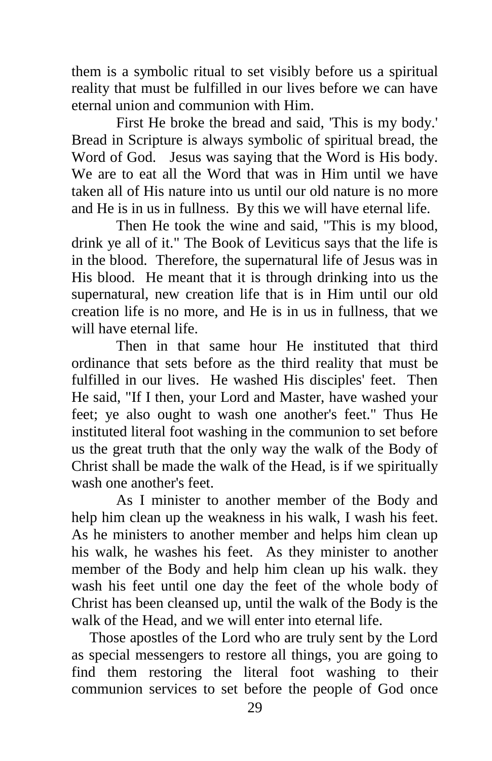them is a symbolic ritual to set visibly before us a spiritual reality that must be fulfilled in our lives before we can have eternal union and communion with Him.

First He broke the bread and said, 'This is my body.' Bread in Scripture is always symbolic of spiritual bread, the Word of God. Jesus was saying that the Word is His body. We are to eat all the Word that was in Him until we have taken all of His nature into us until our old nature is no more and He is in us in fullness. By this we will have eternal life.

Then He took the wine and said, "This is my blood, drink ye all of it." The Book of Leviticus says that the life is in the blood. Therefore, the supernatural life of Jesus was in His blood. He meant that it is through drinking into us the supernatural, new creation life that is in Him until our old creation life is no more, and He is in us in fullness, that we will have eternal life.

Then in that same hour He instituted that third ordinance that sets before as the third reality that must be fulfilled in our lives. He washed His disciples' feet. Then He said, "If I then, your Lord and Master, have washed your feet; ye also ought to wash one another's feet." Thus He instituted literal foot washing in the communion to set before us the great truth that the only way the walk of the Body of Christ shall be made the walk of the Head, is if we spiritually wash one another's feet.

As I minister to another member of the Body and help him clean up the weakness in his walk, I wash his feet. As he ministers to another member and helps him clean up his walk, he washes his feet. As they minister to another member of the Body and help him clean up his walk. they wash his feet until one day the feet of the whole body of Christ has been cleansed up, until the walk of the Body is the walk of the Head, and we will enter into eternal life.

Those apostles of the Lord who are truly sent by the Lord as special messengers to restore all things, you are going to find them restoring the literal foot washing to their communion services to set before the people of God once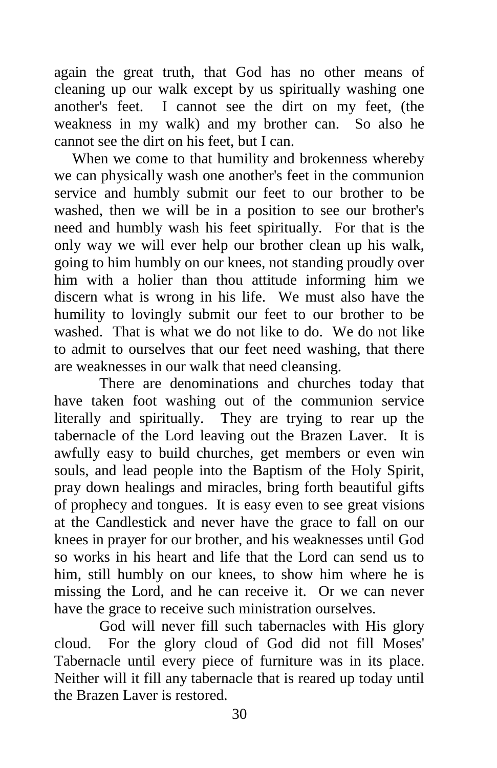again the great truth, that God has no other means of cleaning up our walk except by us spiritually washing one another's feet. I cannot see the dirt on my feet, (the weakness in my walk) and my brother can. So also he cannot see the dirt on his feet, but I can.

When we come to that humility and brokenness whereby we can physically wash one another's feet in the communion service and humbly submit our feet to our brother to be washed, then we will be in a position to see our brother's need and humbly wash his feet spiritually. For that is the only way we will ever help our brother clean up his walk, going to him humbly on our knees, not standing proudly over him with a holier than thou attitude informing him we discern what is wrong in his life. We must also have the humility to lovingly submit our feet to our brother to be washed. That is what we do not like to do. We do not like to admit to ourselves that our feet need washing, that there are weaknesses in our walk that need cleansing.

There are denominations and churches today that have taken foot washing out of the communion service literally and spiritually. They are trying to rear up the tabernacle of the Lord leaving out the Brazen Laver. It is awfully easy to build churches, get members or even win souls, and lead people into the Baptism of the Holy Spirit, pray down healings and miracles, bring forth beautiful gifts of prophecy and tongues. It is easy even to see great visions at the Candlestick and never have the grace to fall on our knees in prayer for our brother, and his weaknesses until God so works in his heart and life that the Lord can send us to him, still humbly on our knees, to show him where he is missing the Lord, and he can receive it. Or we can never have the grace to receive such ministration ourselves.

God will never fill such tabernacles with His glory cloud. For the glory cloud of God did not fill Moses' Tabernacle until every piece of furniture was in its place. Neither will it fill any tabernacle that is reared up today until the Brazen Laver is restored.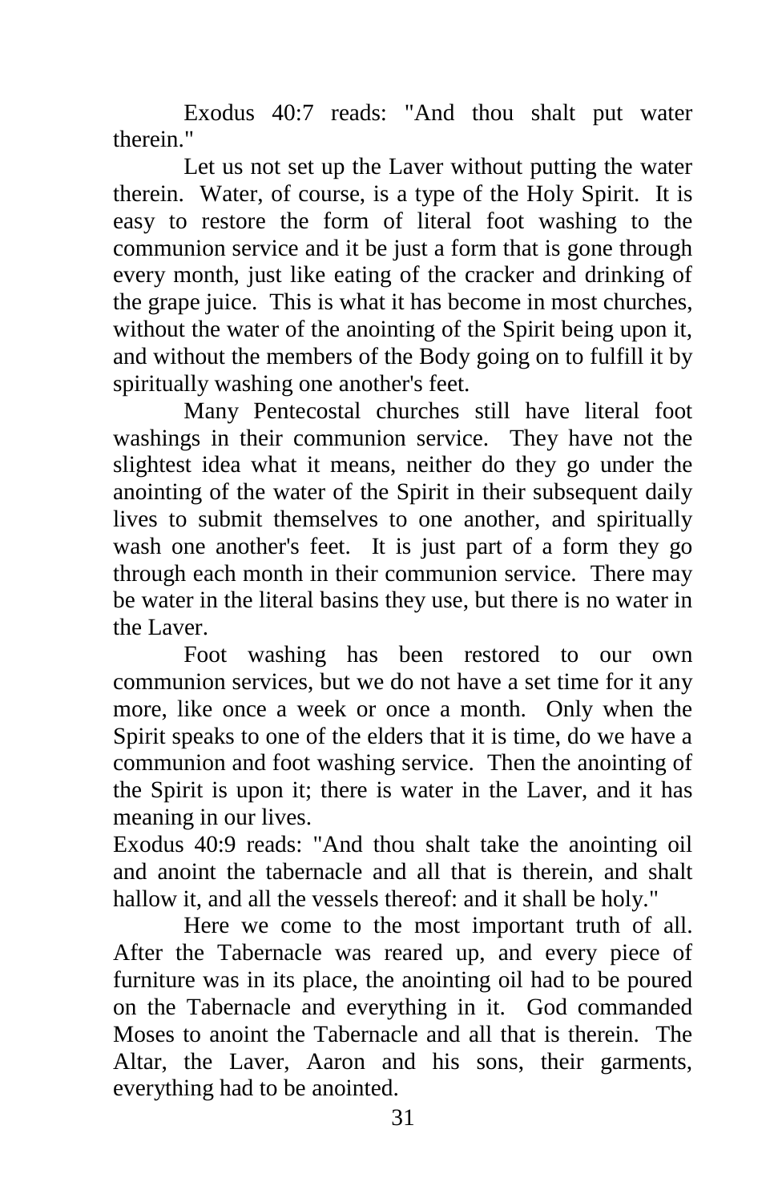Exodus 40:7 reads: "And thou shalt put water therein."

Let us not set up the Laver without putting the water therein. Water, of course, is a type of the Holy Spirit. It is easy to restore the form of literal foot washing to the communion service and it be just a form that is gone through every month, just like eating of the cracker and drinking of the grape juice. This is what it has become in most churches, without the water of the anointing of the Spirit being upon it, and without the members of the Body going on to fulfill it by spiritually washing one another's feet.

Many Pentecostal churches still have literal foot washings in their communion service. They have not the slightest idea what it means, neither do they go under the anointing of the water of the Spirit in their subsequent daily lives to submit themselves to one another, and spiritually wash one another's feet. It is just part of a form they go through each month in their communion service. There may be water in the literal basins they use, but there is no water in the Laver.

Foot washing has been restored to our own communion services, but we do not have a set time for it any more, like once a week or once a month. Only when the Spirit speaks to one of the elders that it is time, do we have a communion and foot washing service. Then the anointing of the Spirit is upon it; there is water in the Laver, and it has meaning in our lives.

Exodus 40:9 reads: "And thou shalt take the anointing oil and anoint the tabernacle and all that is therein, and shalt hallow it, and all the vessels thereof: and it shall be holy."

Here we come to the most important truth of all. After the Tabernacle was reared up, and every piece of furniture was in its place, the anointing oil had to be poured on the Tabernacle and everything in it. God commanded Moses to anoint the Tabernacle and all that is therein. The Altar, the Laver, Aaron and his sons, their garments, everything had to be anointed.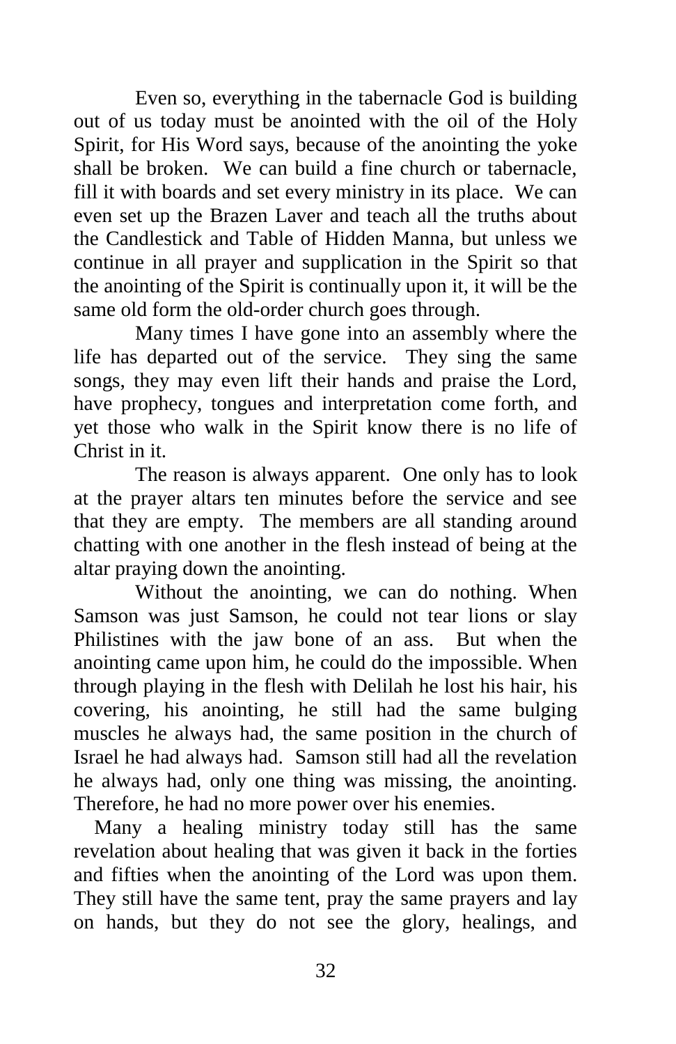Even so, everything in the tabernacle God is building out of us today must be anointed with the oil of the Holy Spirit, for His Word says, because of the anointing the yoke shall be broken. We can build a fine church or tabernacle, fill it with boards and set every ministry in its place. We can even set up the Brazen Laver and teach all the truths about the Candlestick and Table of Hidden Manna, but unless we continue in all prayer and supplication in the Spirit so that the anointing of the Spirit is continually upon it, it will be the same old form the old-order church goes through.

Many times I have gone into an assembly where the life has departed out of the service. They sing the same songs, they may even lift their hands and praise the Lord, have prophecy, tongues and interpretation come forth, and yet those who walk in the Spirit know there is no life of Christ in it.

The reason is always apparent. One only has to look at the prayer altars ten minutes before the service and see that they are empty. The members are all standing around chatting with one another in the flesh instead of being at the altar praying down the anointing.

Without the anointing, we can do nothing. When Samson was just Samson, he could not tear lions or slay Philistines with the jaw bone of an ass. But when the anointing came upon him, he could do the impossible. When through playing in the flesh with Delilah he lost his hair, his covering, his anointing, he still had the same bulging muscles he always had, the same position in the church of Israel he had always had. Samson still had all the revelation he always had, only one thing was missing, the anointing. Therefore, he had no more power over his enemies.

Many a healing ministry today still has the same revelation about healing that was given it back in the forties and fifties when the anointing of the Lord was upon them. They still have the same tent, pray the same prayers and lay on hands, but they do not see the glory, healings, and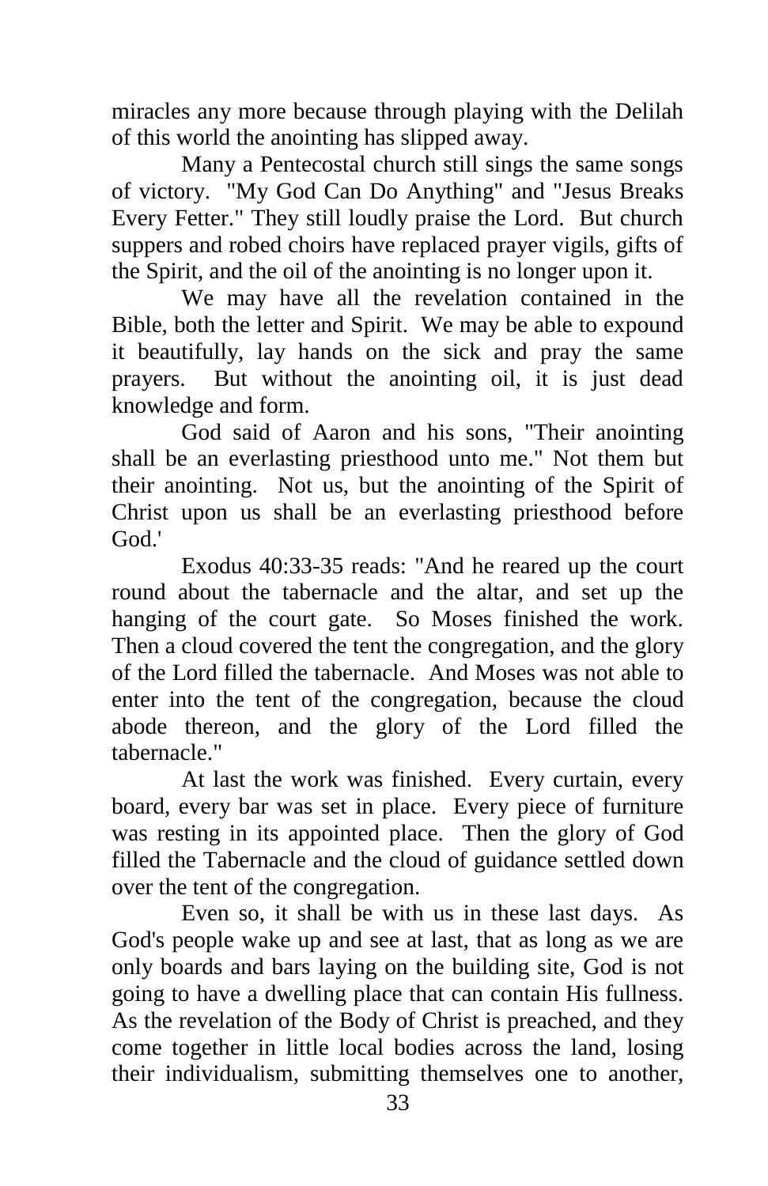miracles any more because through playing with the Delilah of this world the anointing has slipped away.

Many a Pentecostal church still sings the same songs of victory. "My God Can Do Anything" and "Jesus Breaks Every Fetter." They still loudly praise the Lord. But church suppers and robed choirs have replaced prayer vigils, gifts of the Spirit, and the oil of the anointing is no longer upon it.

We may have all the revelation contained in the Bible, both the letter and Spirit. We may be able to expound it beautifully, lay hands on the sick and pray the same prayers. But without the anointing oil, it is just dead knowledge and form.

God said of Aaron and his sons, "Their anointing shall be an everlasting priesthood unto me." Not them but their anointing. Not us, but the anointing of the Spirit of Christ upon us shall be an everlasting priesthood before God.'

Exodus 40:33-35 reads: "And he reared up the court round about the tabernacle and the altar, and set up the hanging of the court gate. So Moses finished the work. Then a cloud covered the tent the congregation, and the glory of the Lord filled the tabernacle. And Moses was not able to enter into the tent of the congregation, because the cloud abode thereon, and the glory of the Lord filled the tabernacle."

At last the work was finished. Every curtain, every board, every bar was set in place. Every piece of furniture was resting in its appointed place. Then the glory of God filled the Tabernacle and the cloud of guidance settled down over the tent of the congregation.

Even so, it shall be with us in these last days. As God's people wake up and see at last, that as long as we are only boards and bars laying on the building site, God is not going to have a dwelling place that can contain His fullness. As the revelation of the Body of Christ is preached, and they come together in little local bodies across the land, losing their individualism, submitting themselves one to another,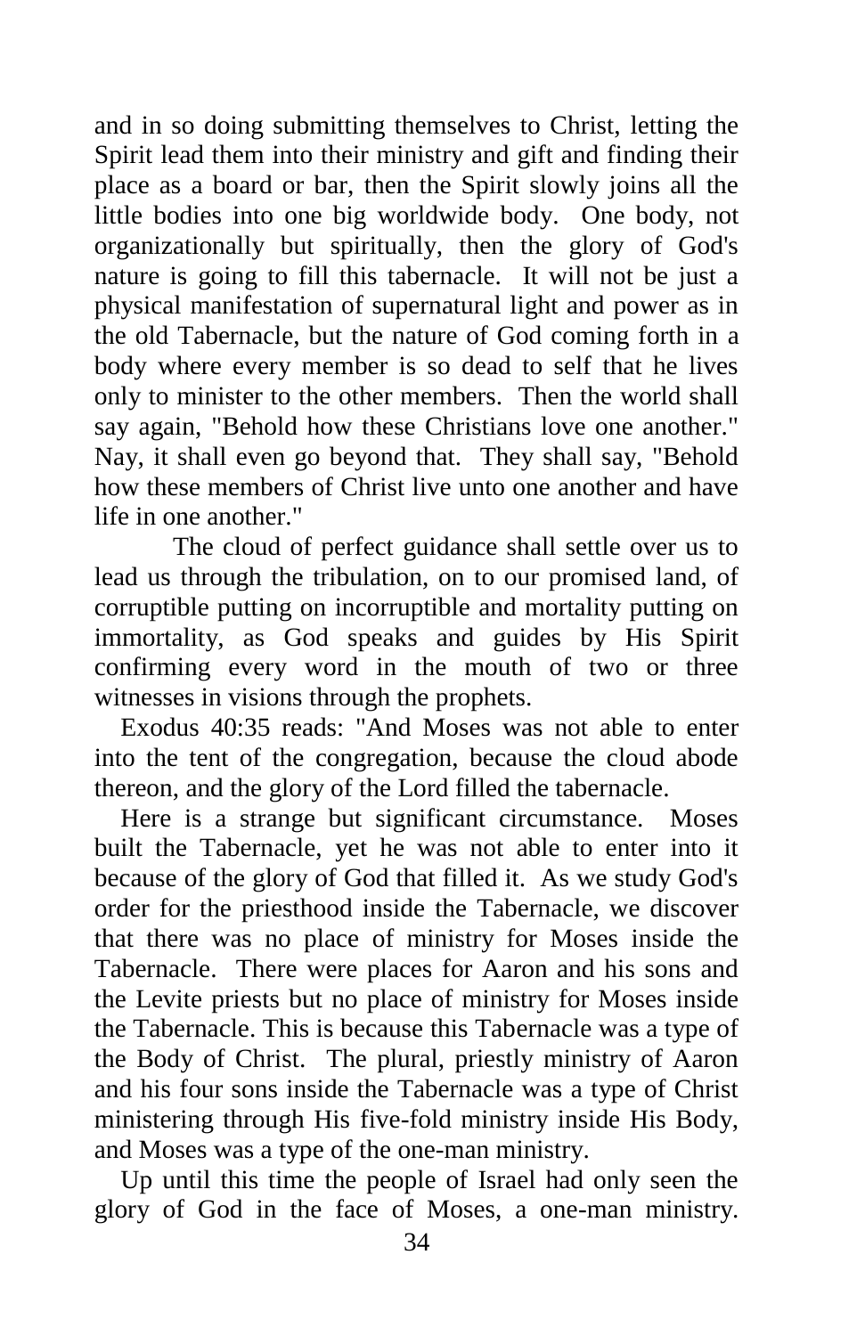and in so doing submitting themselves to Christ, letting the Spirit lead them into their ministry and gift and finding their place as a board or bar, then the Spirit slowly joins all the little bodies into one big worldwide body. One body, not organizationally but spiritually, then the glory of God's nature is going to fill this tabernacle. It will not be just a physical manifestation of supernatural light and power as in the old Tabernacle, but the nature of God coming forth in a body where every member is so dead to self that he lives only to minister to the other members. Then the world shall say again, "Behold how these Christians love one another." Nay, it shall even go beyond that. They shall say, "Behold how these members of Christ live unto one another and have life in one another."

The cloud of perfect guidance shall settle over us to lead us through the tribulation, on to our promised land, of corruptible putting on incorruptible and mortality putting on immortality, as God speaks and guides by His Spirit confirming every word in the mouth of two or three witnesses in visions through the prophets.

Exodus 40:35 reads: "And Moses was not able to enter into the tent of the congregation, because the cloud abode thereon, and the glory of the Lord filled the tabernacle.

Here is a strange but significant circumstance. Moses built the Tabernacle, yet he was not able to enter into it because of the glory of God that filled it. As we study God's order for the priesthood inside the Tabernacle, we discover that there was no place of ministry for Moses inside the Tabernacle. There were places for Aaron and his sons and the Levite priests but no place of ministry for Moses inside the Tabernacle. This is because this Tabernacle was a type of the Body of Christ. The plural, priestly ministry of Aaron and his four sons inside the Tabernacle was a type of Christ ministering through His five-fold ministry inside His Body, and Moses was a type of the one-man ministry.

Up until this time the people of Israel had only seen the glory of God in the face of Moses, a one-man ministry.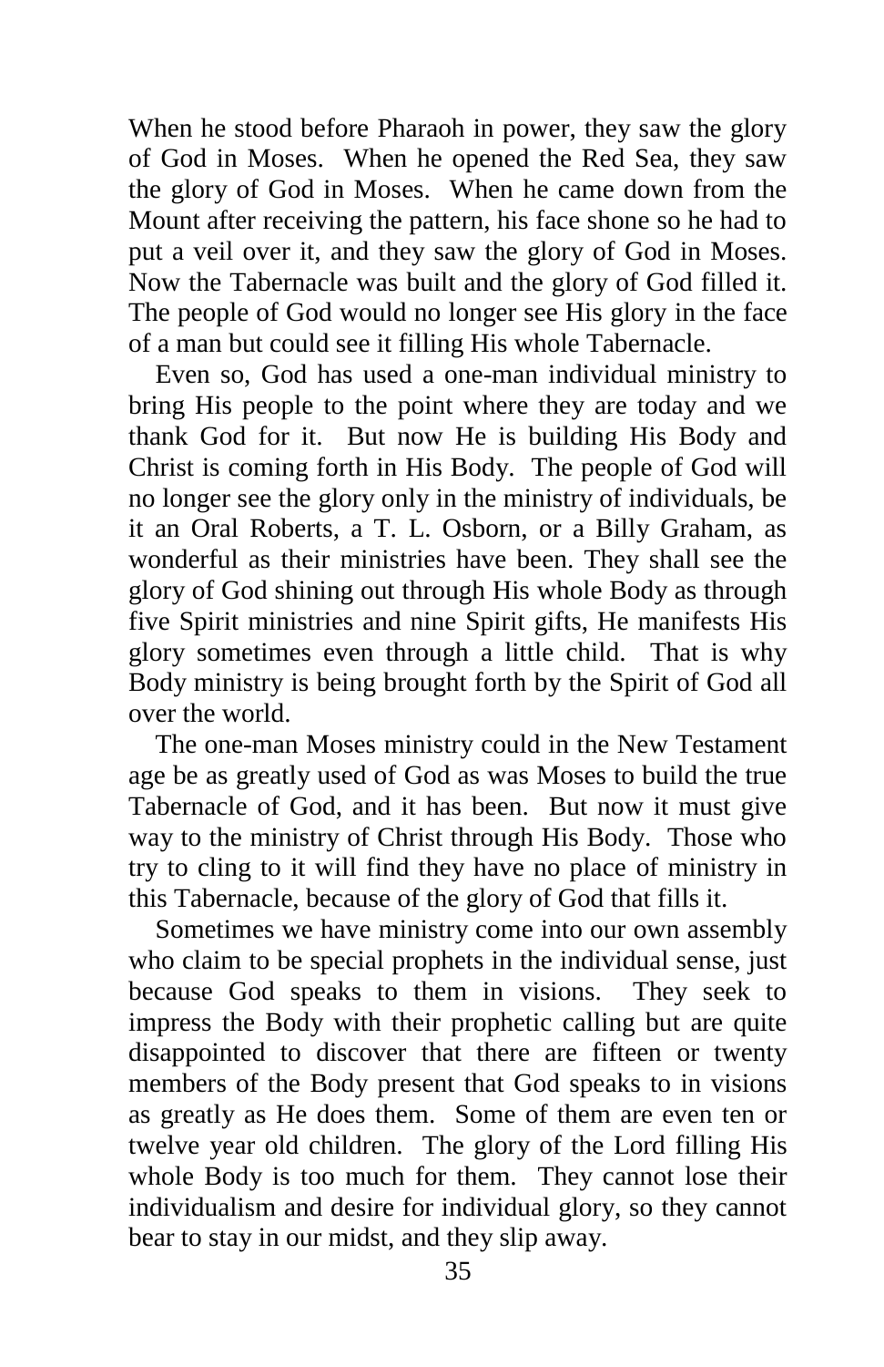When he stood before Pharaoh in power, they saw the glory of God in Moses. When he opened the Red Sea, they saw the glory of God in Moses. When he came down from the Mount after receiving the pattern, his face shone so he had to put a veil over it, and they saw the glory of God in Moses. Now the Tabernacle was built and the glory of God filled it. The people of God would no longer see His glory in the face of a man but could see it filling His whole Tabernacle.

Even so, God has used a one-man individual ministry to bring His people to the point where they are today and we thank God for it. But now He is building His Body and Christ is coming forth in His Body. The people of God will no longer see the glory only in the ministry of individuals, be it an Oral Roberts, a T. L. Osborn, or a Billy Graham, as wonderful as their ministries have been. They shall see the glory of God shining out through His whole Body as through five Spirit ministries and nine Spirit gifts, He manifests His glory sometimes even through a little child. That is why Body ministry is being brought forth by the Spirit of God all over the world.

The one-man Moses ministry could in the New Testament age be as greatly used of God as was Moses to build the true Tabernacle of God, and it has been. But now it must give way to the ministry of Christ through His Body. Those who try to cling to it will find they have no place of ministry in this Tabernacle, because of the glory of God that fills it.

Sometimes we have ministry come into our own assembly who claim to be special prophets in the individual sense, just because God speaks to them in visions. They seek to impress the Body with their prophetic calling but are quite disappointed to discover that there are fifteen or twenty members of the Body present that God speaks to in visions as greatly as He does them. Some of them are even ten or twelve year old children. The glory of the Lord filling His whole Body is too much for them. They cannot lose their individualism and desire for individual glory, so they cannot bear to stay in our midst, and they slip away.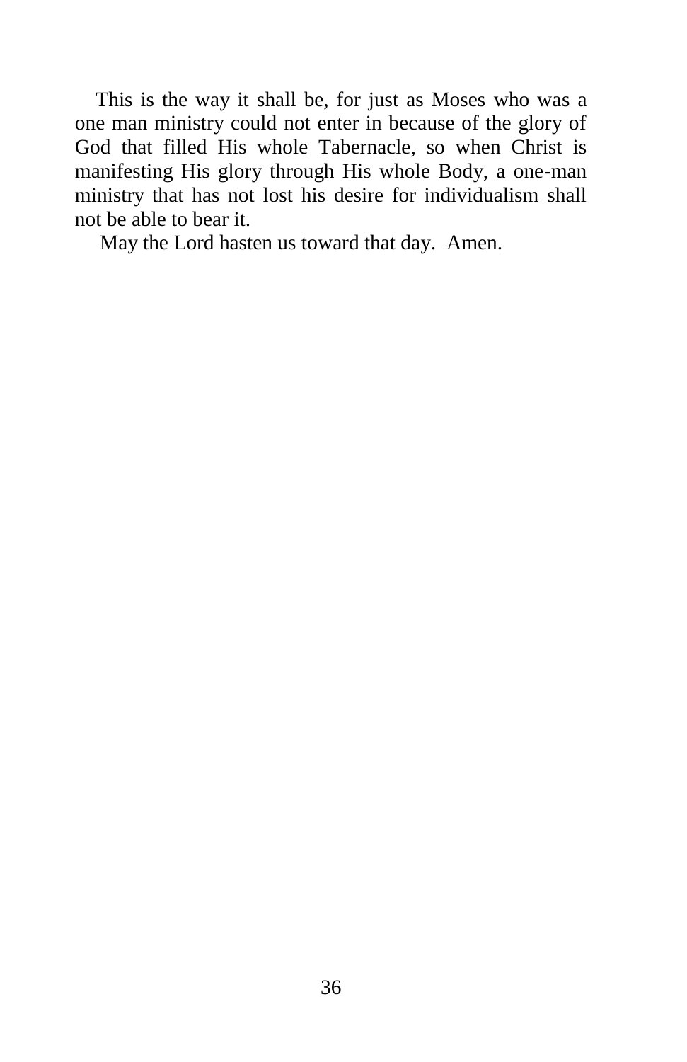This is the way it shall be, for just as Moses who was a one man ministry could not enter in because of the glory of God that filled His whole Tabernacle, so when Christ is manifesting His glory through His whole Body, a one-man ministry that has not lost his desire for individualism shall not be able to bear it.

May the Lord hasten us toward that day. Amen.